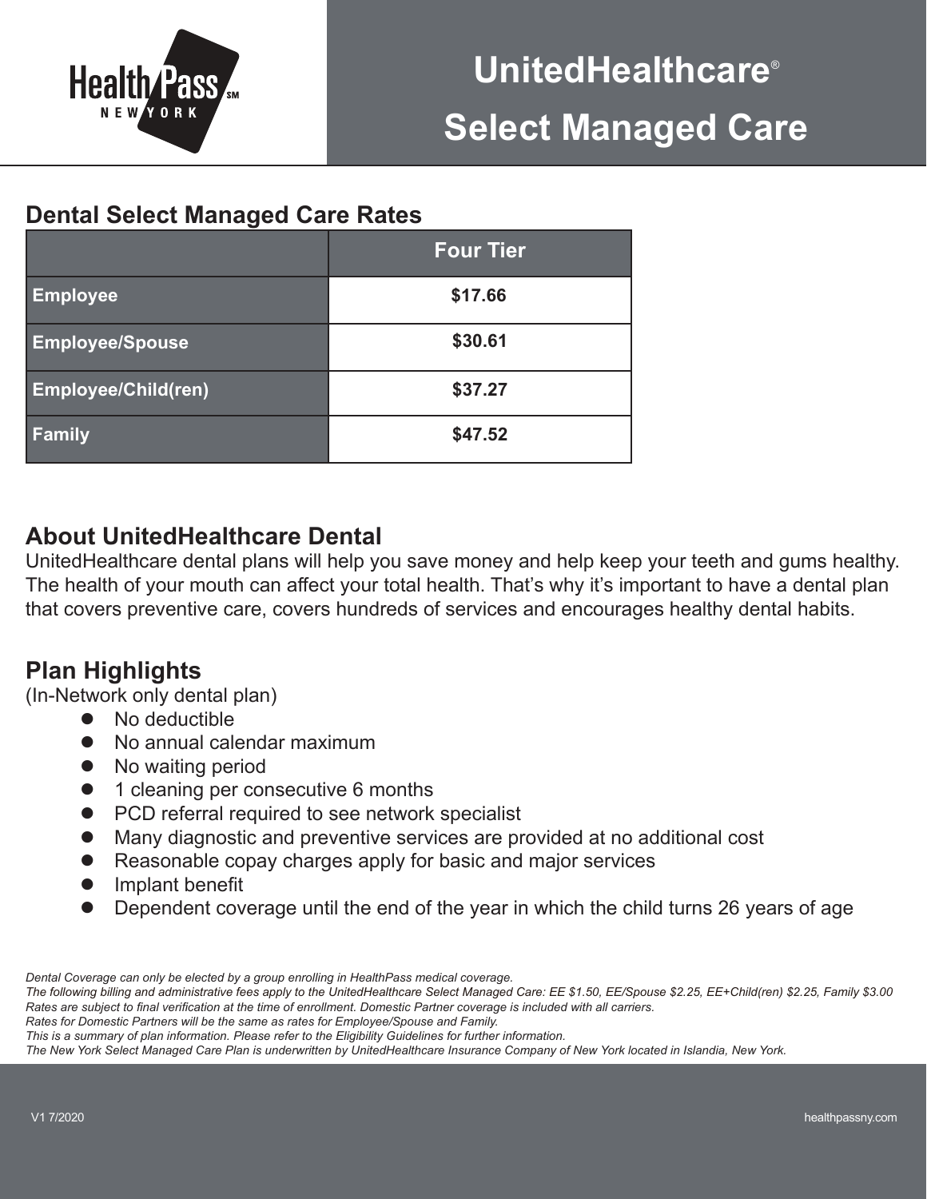Health Pass NEW YORK SM

# UnitedHealthcare® Select Managed Care

## Dental Select Managed Care Rates

| | Four Tier |
|---|---|
| Employee | $17.66 |
| Employee/Spouse | $30.61 |
| Employee/Child(ren) | $37.27 |
| Family | $47.52 |

## About UnitedHealthcare Dental

UnitedHealthcare dental plans will help you save money and help keep your teeth and gums healthy. The health of your mouth can affect your total health. That's why it's important to have a dental plan that covers preventive care, covers hundreds of services and encourages healthy dental habits.

## Plan Highlights

(In-Network only dental plan)

- No deductible
- No annual calendar maximum
- No waiting period
- 1 cleaning per consecutive 6 months
- PCD referral required to see network specialist
- Many diagnostic and preventive services are provided at no additional cost
- Reasonable copay charges apply for basic and major services
- Implant benefit
- Dependent coverage until the end of the year in which the child turns 26 years of age

*Dental Coverage can only be elected by a group enrolling in HealthPass medical coverage.*
*The following billing and administrative fees apply to the UnitedHealthcare Select Managed Care: EE $1.50, EE/Spouse $2.25, EE+Child(ren) $2.25, Family $3.00*
*Rates are subject to final verification at the time of enrollment. Domestic Partner coverage is included with all carriers.*
*Rates for Domestic Partners will be the same as rates for Employee/Spouse and Family.*
*This is a summary of plan information. Please refer to the Eligibility Guidelines for further information.*
*The New York Select Managed Care Plan is underwritten by UnitedHealthcare Insurance Company of New York located in Islandia, New York.*

V1 7/2020

healthpassny.com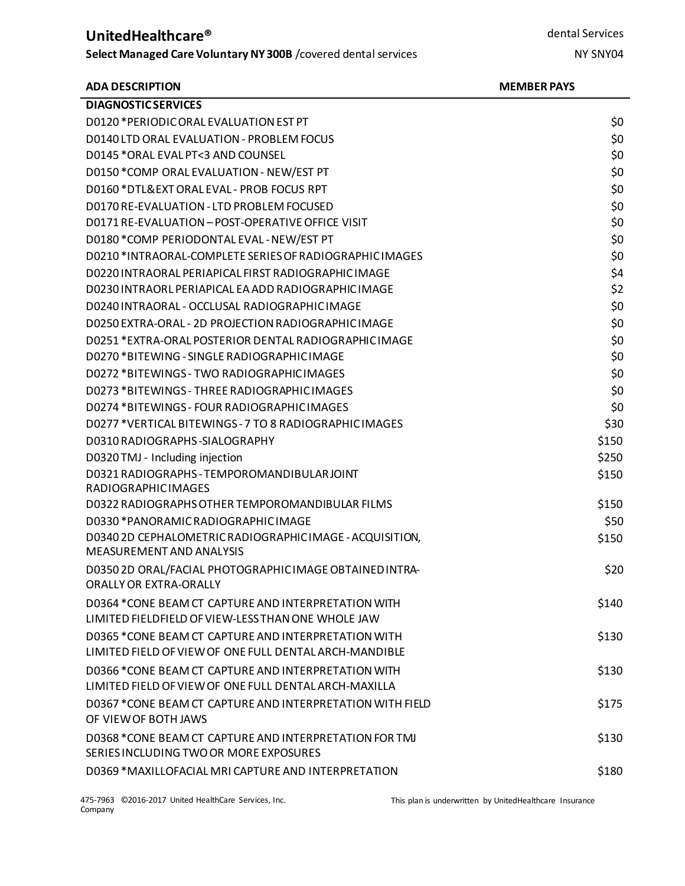**UnitedHealthcare®**

**Select Managed Care Voluntary NY 300B** /covered dental services

dental Services

NY SNY04

| ADA DESCRIPTION | MEMBER PAYS |
|---|---|
| **DIAGNOSTIC SERVICES** | |
| D0120 *PERIODIC ORAL EVALUATION EST PT | $0 |
| D0140 LTD ORAL EVALUATION - PROBLEM FOCUS | $0 |
| D0145 *ORAL EVAL PT<3 AND COUNSEL | $0 |
| D0150 *COMP ORAL EVALUATION - NEW/EST PT | $0 |
| D0160 *DTL&EXT ORAL EVAL - PROB FOCUS RPT | $0 |
| D0170 RE-EVALUATION - LTD PROBLEM FOCUSED | $0 |
| D0171 RE-EVALUATION – POST-OPERATIVE OFFICE VISIT | $0 |
| D0180 *COMP PERIODONTAL EVAL - NEW/EST PT | $0 |
| D0210 *INTRAORAL-COMPLETE SERIES OF RADIOGRAPHIC IMAGES | $0 |
| D0220 INTRAORAL PERIAPICAL FIRST RADIOGRAPHIC IMAGE | $4 |
| D0230 INTRAORL PERIAPICAL EA ADD RADIOGRAPHIC IMAGE | $2 |
| D0240 INTRAORAL - OCCLUSAL RADIOGRAPHIC IMAGE | $0 |
| D0250 EXTRA-ORAL - 2D PROJECTION RADIOGRAPHIC IMAGE | $0 |
| D0251 *EXTRA-ORAL POSTERIOR DENTAL RADIOGRAPHIC IMAGE | $0 |
| D0270 *BITEWING - SINGLE RADIOGRAPHIC IMAGE | $0 |
| D0272 *BITEWINGS - TWO RADIOGRAPHIC IMAGES | $0 |
| D0273 *BITEWINGS - THREE RADIOGRAPHIC IMAGES | $0 |
| D0274 *BITEWINGS - FOUR RADIOGRAPHIC IMAGES | $0 |
| D0277 *VERTICAL BITEWINGS - 7 TO 8 RADIOGRAPHIC IMAGES | $30 |
| D0310 RADIOGRAPHS -SIALOGRAPHY | $150 |
| D0320 TMJ - Including injection | $250 |
| D0321 RADIOGRAPHS - TEMPOROMANDIBULAR JOINT RADIOGRAPHIC IMAGES | $150 |
| D0322 RADIOGRAPHS OTHER TEMPOROMANDIBULAR FILMS | $150 |
| D0330 *PANORAMIC RADIOGRAPHIC IMAGE | $50 |
| D0340 2D CEPHALOMETRIC RADIOGRAPHIC IMAGE - ACQUISITION, MEASUREMENT AND ANALYSIS | $150 |
| D0350 2D ORAL/FACIAL PHOTOGRAPHIC IMAGE OBTAINED INTRA-ORALLY OR EXTRA-ORALLY | $20 |
| D0364 *CONE BEAM CT CAPTURE AND INTERPRETATION WITH LIMITED FIELDFIELD OF VIEW-LESS THAN ONE WHOLE JAW | $140 |
| D0365 *CONE BEAM CT CAPTURE AND INTERPRETATION WITH LIMITED FIELD OF VIEW OF ONE FULL DENTAL ARCH-MANDIBLE | $130 |
| D0366 *CONE BEAM CT CAPTURE AND INTERPRETATION WITH LIMITED FIELD OF VIEW OF ONE FULL DENTAL ARCH-MAXILLA | $130 |
| D0367 *CONE BEAM CT CAPTURE AND INTERPRETATION WITH FIELD OF VIEW OF BOTH JAWS | $175 |
| D0368 *CONE BEAM CT CAPTURE AND INTERPRETATION FOR TMJ SERIES INCLUDING TWO OR MORE EXPOSURES | $130 |
| D0369 *MAXILLOFACIAL MRI CAPTURE AND INTERPRETATION | $180 |

475-7963 ©2016-2017 United HealthCare Services, Inc. This plan is underwritten by UnitedHealthcare Insurance Company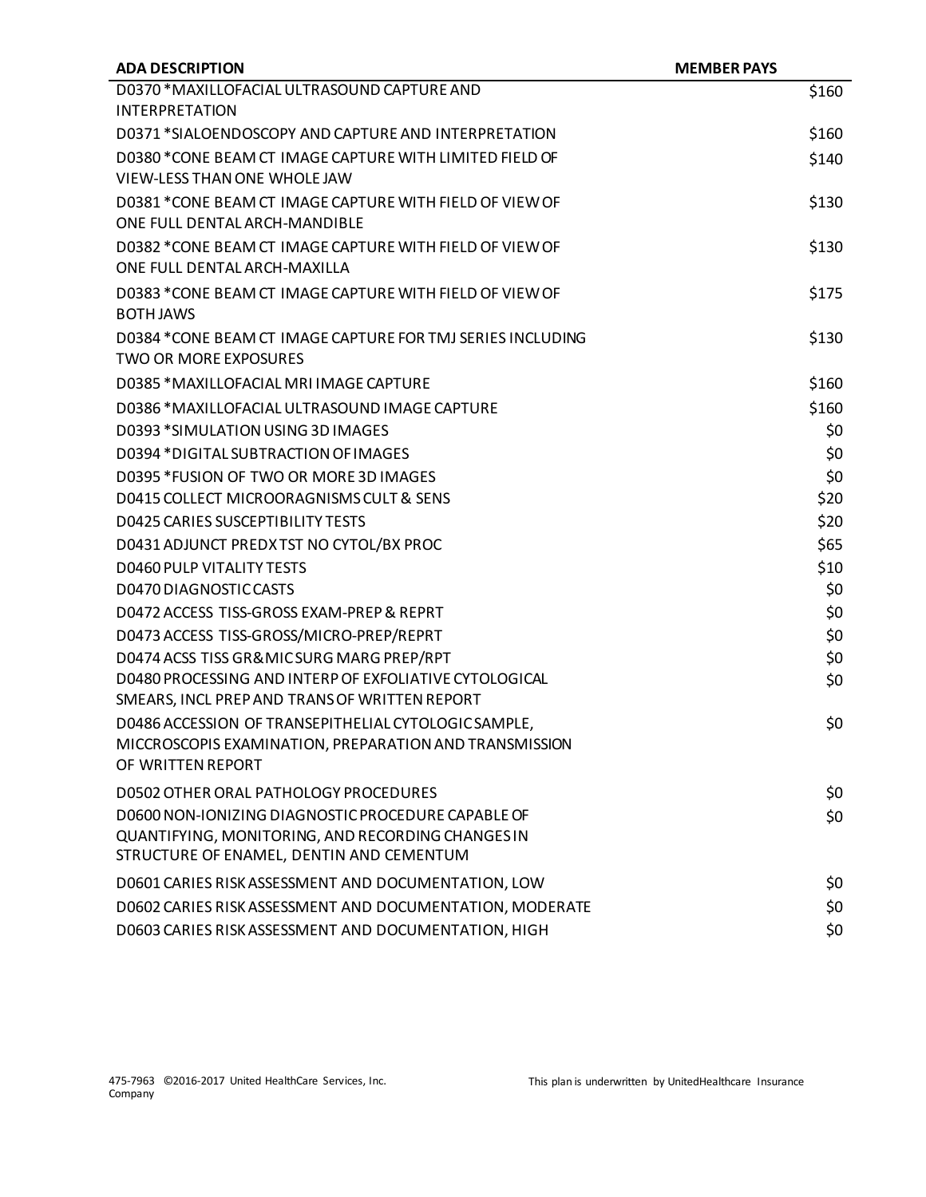| ADA DESCRIPTION | MEMBER PAYS |
|---|---|
| D0370 *MAXILLOFACIAL ULTRASOUND CAPTURE AND INTERPRETATION | $160 |
| D0371 *SIALOENDOSCOPY AND CAPTURE AND INTERPRETATION | $160 |
| D0380 *CONE BEAM CT IMAGE CAPTURE WITH LIMITED FIELD OF VIEW-LESS THAN ONE WHOLE JAW | $140 |
| D0381 *CONE BEAM CT IMAGE CAPTURE WITH FIELD OF VIEW OF ONE FULL DENTAL ARCH-MANDIBLE | $130 |
| D0382 *CONE BEAM CT IMAGE CAPTURE WITH FIELD OF VIEW OF ONE FULL DENTAL ARCH-MAXILLA | $130 |
| D0383 *CONE BEAM CT IMAGE CAPTURE WITH FIELD OF VIEW OF BOTH JAWS | $175 |
| D0384 *CONE BEAM CT IMAGE CAPTURE FOR TMJ SERIES INCLUDING TWO OR MORE EXPOSURES | $130 |
| D0385 *MAXILLOFACIAL MRI IMAGE CAPTURE | $160 |
| D0386 *MAXILLOFACIAL ULTRASOUND IMAGE CAPTURE | $160 |
| D0393 *SIMULATION USING 3D IMAGES | $0 |
| D0394 *DIGITAL SUBTRACTION OF IMAGES | $0 |
| D0395 *FUSION OF TWO OR MORE 3D IMAGES | $0 |
| D0415 COLLECT MICROORAGNISMS CULT & SENS | $20 |
| D0425 CARIES SUSCEPTIBILITY TESTS | $20 |
| D0431 ADJUNCT PREDX TST NO CYTOL/BX PROC | $65 |
| D0460 PULP VITALITY TESTS | $10 |
| D0470 DIAGNOSTIC CASTS | $0 |
| D0472 ACCESS TISS-GROSS EXAM-PREP & REPRT | $0 |
| D0473 ACCESS TISS-GROSS/MICRO-PREP/REPRT | $0 |
| D0474 ACSS TISS GR&MIC SURG MARG PREP/RPT | $0 |
| D0480 PROCESSING AND INTERP OF EXFOLIATIVE CYTOLOGICAL SMEARS, INCL PREP AND TRANS OF WRITTEN REPORT | $0 |
| D0486 ACCESSION OF TRANSEPITHELIAL CYTOLOGIC SAMPLE, MICCROSCOPIS EXAMINATION, PREPARATION AND TRANSMISSION OF WRITTEN REPORT | $0 |
| D0502 OTHER ORAL PATHOLOGY PROCEDURES | $0 |
| D0600 NON-IONIZING DIAGNOSTIC PROCEDURE CAPABLE OF QUANTIFYING, MONITORING, AND RECORDING CHANGES IN STRUCTURE OF ENAMEL, DENTIN AND CEMENTUM | $0 |
| D0601 CARIES RISK ASSESSMENT AND DOCUMENTATION, LOW | $0 |
| D0602 CARIES RISK ASSESSMENT AND DOCUMENTATION, MODERATE | $0 |
| D0603 CARIES RISK ASSESSMENT AND DOCUMENTATION, HIGH | $0 |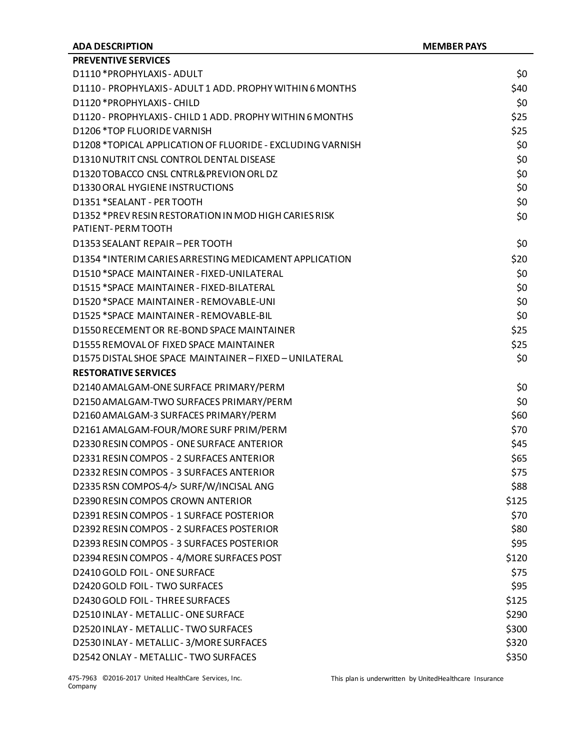| ADA DESCRIPTION | MEMBER PAYS |
|---|---|
| **PREVENTIVE SERVICES** | |
| D1110 *PROPHYLAXIS - ADULT | $0 |
| D1110 - PROPHYLAXIS - ADULT 1 ADD. PROPHY WITHIN 6 MONTHS | $40 |
| D1120 *PROPHYLAXIS - CHILD | $0 |
| D1120 - PROPHYLAXIS - CHILD 1 ADD. PROPHY WITHIN 6 MONTHS | $25 |
| D1206 *TOP FLUORIDE VARNISH | $25 |
| D1208 *TOPICAL APPLICATION OF FLUORIDE - EXCLUDING VARNISH | $0 |
| D1310 NUTRIT CNSL CONTROL DENTAL DISEASE | $0 |
| D1320 TOBACCO CNSL CNTRL&PREVION ORL DZ | $0 |
| D1330 ORAL HYGIENE INSTRUCTIONS | $0 |
| D1351 *SEALANT - PER TOOTH | $0 |
| D1352 *PREV RESIN RESTORATION IN MOD HIGH CARIES RISK PATIENT- PERM TOOTH | $0 |
| D1353 SEALANT REPAIR – PER TOOTH | $0 |
| D1354 *INTERIM CARIES ARRESTING MEDICAMENT APPLICATION | $20 |
| D1510 *SPACE MAINTAINER - FIXED-UNILATERAL | $0 |
| D1515 *SPACE MAINTAINER - FIXED-BILATERAL | $0 |
| D1520 *SPACE MAINTAINER - REMOVABLE-UNI | $0 |
| D1525 *SPACE MAINTAINER - REMOVABLE-BIL | $0 |
| D1550 RECEMENT OR RE-BOND SPACE MAINTAINER | $25 |
| D1555 REMOVAL OF FIXED SPACE MAINTAINER | $25 |
| D1575 DISTAL SHOE SPACE MAINTAINER – FIXED – UNILATERAL | $0 |
| **RESTORATIVE SERVICES** | |
| D2140 AMALGAM-ONE SURFACE PRIMARY/PERM | $0 |
| D2150 AMALGAM-TWO SURFACES PRIMARY/PERM | $0 |
| D2160 AMALGAM-3 SURFACES PRIMARY/PERM | $60 |
| D2161 AMALGAM-FOUR/MORE SURF PRIM/PERM | $70 |
| D2330 RESIN COMPOS - ONE SURFACE ANTERIOR | $45 |
| D2331 RESIN COMPOS - 2 SURFACES ANTERIOR | $65 |
| D2332 RESIN COMPOS - 3 SURFACES ANTERIOR | $75 |
| D2335 RSN COMPOS-4/> SURF/W/INCISAL ANG | $88 |
| D2390 RESIN COMPOS CROWN ANTERIOR | $125 |
| D2391 RESIN COMPOS - 1 SURFACE POSTERIOR | $70 |
| D2392 RESIN COMPOS - 2 SURFACES POSTERIOR | $80 |
| D2393 RESIN COMPOS - 3 SURFACES POSTERIOR | $95 |
| D2394 RESIN COMPOS - 4/MORE SURFACES POST | $120 |
| D2410 GOLD FOIL - ONE SURFACE | $75 |
| D2420 GOLD FOIL - TWO SURFACES | $95 |
| D2430 GOLD FOIL - THREE SURFACES | $125 |
| D2510 INLAY - METALLIC - ONE SURFACE | $290 |
| D2520 INLAY - METALLIC - TWO SURFACES | $300 |
| D2530 INLAY - METALLIC - 3/MORE SURFACES | $320 |
| D2542 ONLAY - METALLIC - TWO SURFACES | $350 |

475-7963 ©2016-2017 United HealthCare Services, Inc. This plan is underwritten by UnitedHealthcare Insurance Company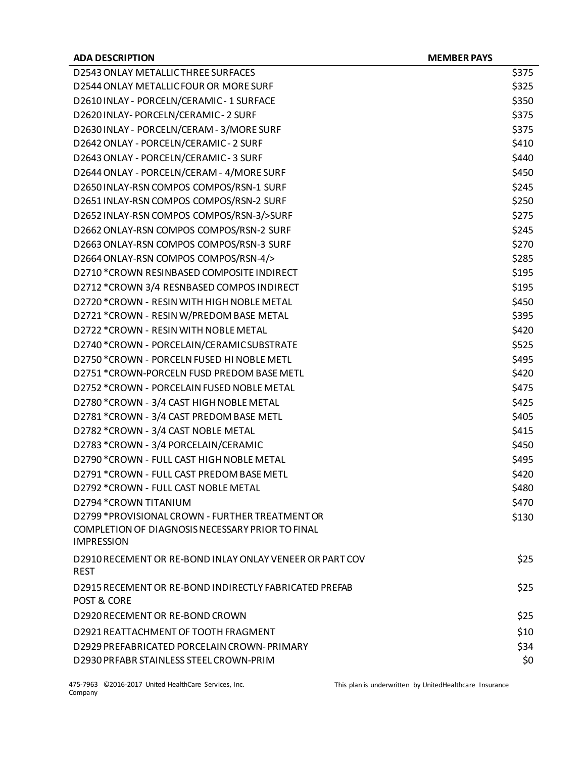| ADA DESCRIPTION | MEMBER PAYS |
|---|---|
| D2543 ONLAY METALLIC THREE SURFACES | $375 |
| D2544 ONLAY METALLIC FOUR OR MORE SURF | $325 |
| D2610 INLAY - PORCELN/CERAMIC - 1 SURFACE | $350 |
| D2620 INLAY- PORCELN/CERAMIC - 2 SURF | $375 |
| D2630 INLAY - PORCELN/CERAM - 3/MORE SURF | $375 |
| D2642 ONLAY - PORCELN/CERAMIC - 2 SURF | $410 |
| D2643 ONLAY - PORCELN/CERAMIC - 3 SURF | $440 |
| D2644 ONLAY - PORCELN/CERAM - 4/MORE SURF | $450 |
| D2650 INLAY-RSN COMPOS COMPOS/RSN-1 SURF | $245 |
| D2651 INLAY-RSN COMPOS COMPOS/RSN-2 SURF | $250 |
| D2652 INLAY-RSN COMPOS COMPOS/RSN-3/>SURF | $275 |
| D2662 ONLAY-RSN COMPOS COMPOS/RSN-2 SURF | $245 |
| D2663 ONLAY-RSN COMPOS COMPOS/RSN-3 SURF | $270 |
| D2664 ONLAY-RSN COMPOS COMPOS/RSN-4/> | $285 |
| D2710 *CROWN RESINBASED COMPOSITE INDIRECT | $195 |
| D2712 *CROWN 3/4 RESNBASED COMPOS INDIRECT | $195 |
| D2720 *CROWN - RESIN WITH HIGH NOBLE METAL | $450 |
| D2721 *CROWN - RESIN W/PREDOM BASE METAL | $395 |
| D2722 *CROWN - RESIN WITH NOBLE METAL | $420 |
| D2740 *CROWN - PORCELAIN/CERAMIC SUBSTRATE | $525 |
| D2750 *CROWN - PORCELN FUSED HI NOBLE METL | $495 |
| D2751 *CROWN-PORCELN FUSD PREDOM BASE METL | $420 |
| D2752 *CROWN - PORCELAIN FUSED NOBLE METAL | $475 |
| D2780 *CROWN - 3/4 CAST HIGH NOBLE METAL | $425 |
| D2781 *CROWN - 3/4 CAST PREDOM BASE METL | $405 |
| D2782 *CROWN - 3/4 CAST NOBLE METAL | $415 |
| D2783 *CROWN - 3/4 PORCELAIN/CERAMIC | $450 |
| D2790 *CROWN - FULL CAST HIGH NOBLE METAL | $495 |
| D2791 *CROWN - FULL CAST PREDOM BASE METL | $420 |
| D2792 *CROWN - FULL CAST NOBLE METAL | $480 |
| D2794 *CROWN TITANIUM | $470 |
| D2799 *PROVISIONAL CROWN - FURTHER TREATMENT OR COMPLETION OF DIAGNOSIS NECESSARY PRIOR TO FINAL IMPRESSION | $130 |
| D2910 RECEMENT OR RE-BOND INLAY ONLAY VENEER OR PART COV REST | $25 |
| D2915 RECEMENT OR RE-BOND INDIRECTLY FABRICATED PREFAB POST & CORE | $25 |
| D2920 RECEMENT OR RE-BOND CROWN | $25 |
| D2921 REATTACHMENT OF TOOTH FRAGMENT | $10 |
| D2929 PREFABRICATED PORCELAIN CROWN- PRIMARY | $34 |
| D2930 PRFABR STAINLESS STEEL CROWN-PRIM | $0 |

475-7963 ©2016-2017 United HealthCare Services, Inc. This plan is underwritten by UnitedHealthcare Insurance Company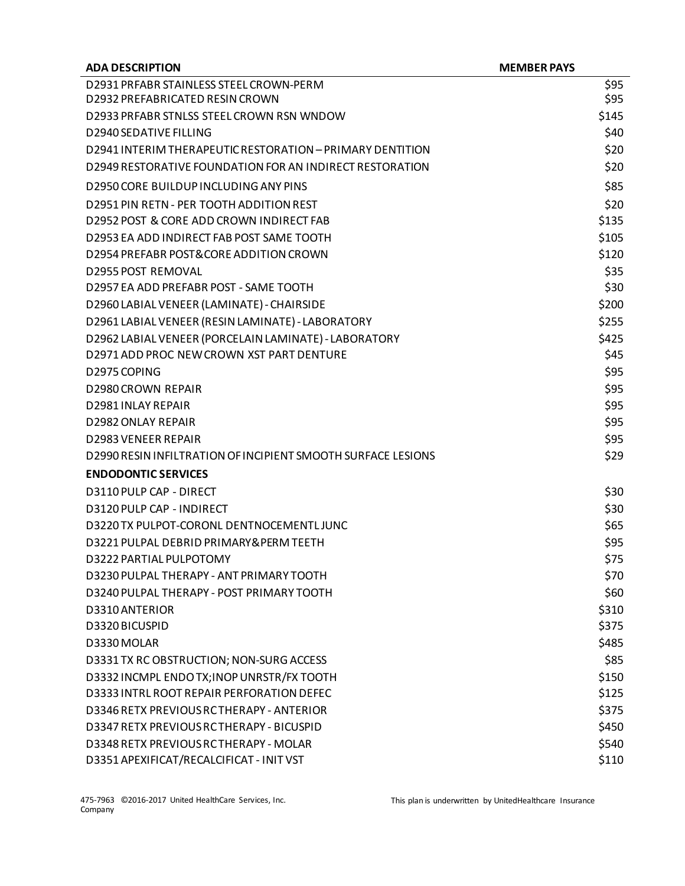| ADA DESCRIPTION | MEMBER PAYS |
|---|---|
| D2931 PRFABR STAINLESS STEEL CROWN-PERM | $95 |
| D2932 PREFABRICATED RESIN CROWN | $95 |
| D2933 PRFABR STNLSS STEEL CROWN RSN WNDOW | $145 |
| D2940 SEDATIVE FILLING | $40 |
| D2941 INTERIM THERAPEUTIC RESTORATION – PRIMARY DENTITION | $20 |
| D2949 RESTORATIVE FOUNDATION FOR AN INDIRECT RESTORATION | $20 |
| D2950 CORE BUILDUP INCLUDING ANY PINS | $85 |
| D2951 PIN RETN - PER TOOTH ADDITION REST | $20 |
| D2952 POST & CORE ADD CROWN INDIRECT FAB | $135 |
| D2953 EA ADD INDIRECT FAB POST SAME TOOTH | $105 |
| D2954 PREFABR POST&CORE ADDITION CROWN | $120 |
| D2955 POST REMOVAL | $35 |
| D2957 EA ADD PREFABR POST - SAME TOOTH | $30 |
| D2960 LABIAL VENEER (LAMINATE) - CHAIRSIDE | $200 |
| D2961 LABIAL VENEER (RESIN LAMINATE) - LABORATORY | $255 |
| D2962 LABIAL VENEER (PORCELAIN LAMINATE) - LABORATORY | $425 |
| D2971 ADD PROC NEW CROWN XST PART DENTURE | $45 |
| D2975 COPING | $95 |
| D2980 CROWN REPAIR | $95 |
| D2981 INLAY REPAIR | $95 |
| D2982 ONLAY REPAIR | $95 |
| D2983 VENEER REPAIR | $95 |
| D2990 RESIN INFILTRATION OF INCIPIENT SMOOTH SURFACE LESIONS | $29 |
| **ENDODONTIC SERVICES** | |
| D3110 PULP CAP - DIRECT | $30 |
| D3120 PULP CAP - INDIRECT | $30 |
| D3220 TX PULPOT-CORONL DENTNOCEMENTL JUNC | $65 |
| D3221 PULPAL DEBRID PRIMARY&PERM TEETH | $95 |
| D3222 PARTIAL PULPOTOMY | $75 |
| D3230 PULPAL THERAPY - ANT PRIMARY TOOTH | $70 |
| D3240 PULPAL THERAPY - POST PRIMARY TOOTH | $60 |
| D3310 ANTERIOR | $310 |
| D3320 BICUSPID | $375 |
| D3330 MOLAR | $485 |
| D3331 TX RC OBSTRUCTION; NON-SURG ACCESS | $85 |
| D3332 INCMPL ENDO TX;INOP UNRSTR/FX TOOTH | $150 |
| D3333 INTRL ROOT REPAIR PERFORATION DEFEC | $125 |
| D3346 RETX PREVIOUS RC THERAPY - ANTERIOR | $375 |
| D3347 RETX PREVIOUS RC THERAPY - BICUSPID | $450 |
| D3348 RETX PREVIOUS RC THERAPY - MOLAR | $540 |
| D3351 APEXIFICAT/RECALCIFICAT - INIT VST | $110 |

475-7963 ©2016-2017 United HealthCare Services, Inc. This plan is underwritten by UnitedHealthcare Insurance Company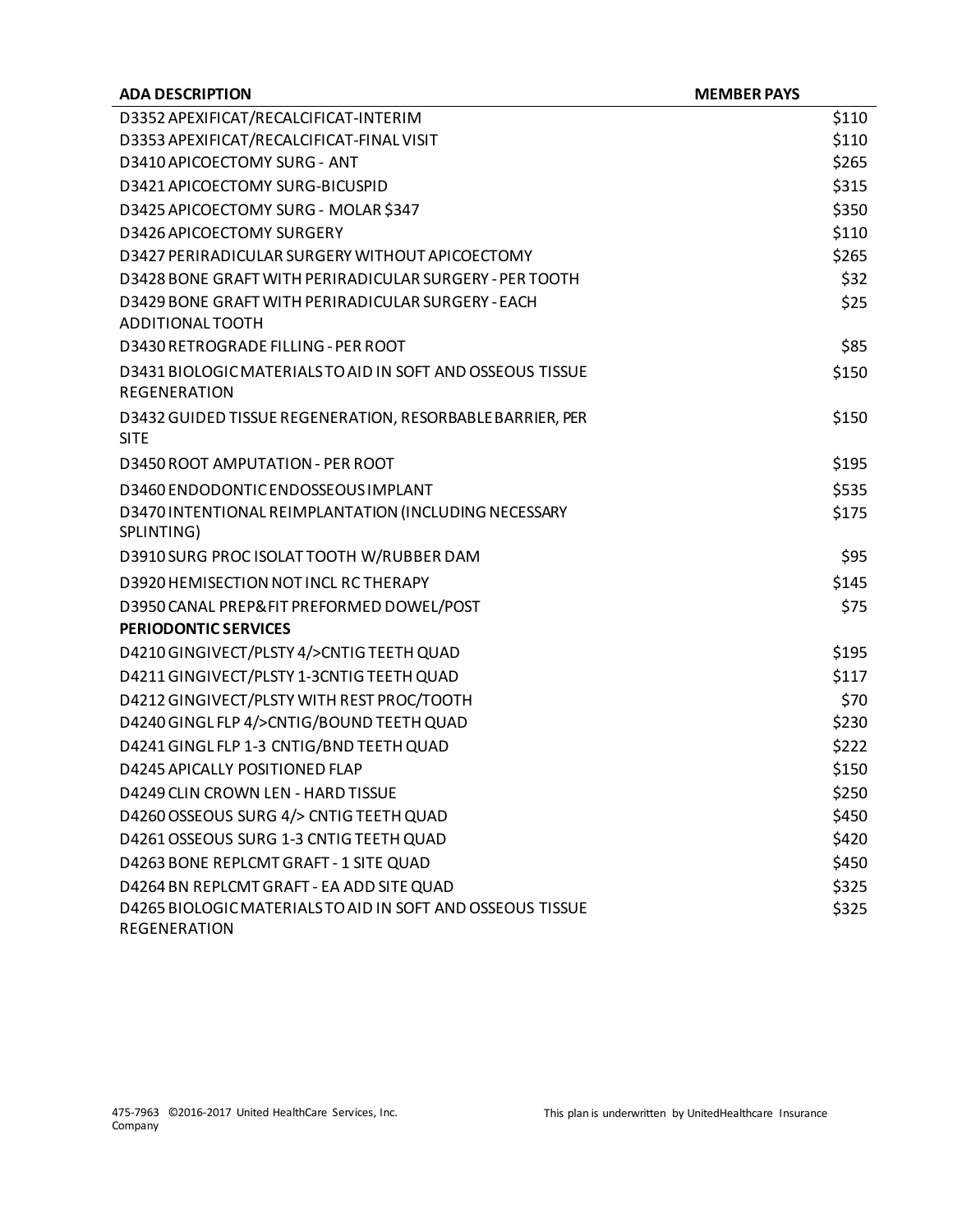| ADA DESCRIPTION | MEMBER PAYS |
|---|---|
| D3352 APEXIFICAT/RECALCIFICAT-INTERIM | $110 |
| D3353 APEXIFICAT/RECALCIFICAT-FINAL VISIT | $110 |
| D3410 APICOECTOMY SURG - ANT | $265 |
| D3421 APICOECTOMY SURG-BICUSPID | $315 |
| D3425 APICOECTOMY SURG - MOLAR $347 | $350 |
| D3426 APICOECTOMY SURGERY | $110 |
| D3427 PERIRADICULAR SURGERY WITHOUT APICOECTOMY | $265 |
| D3428 BONE GRAFT WITH PERIRADICULAR SURGERY - PER TOOTH | $32 |
| D3429 BONE GRAFT WITH PERIRADICULAR SURGERY - EACH ADDITIONAL TOOTH | $25 |
| D3430 RETROGRADE FILLING - PER ROOT | $85 |
| D3431 BIOLOGIC MATERIALS TO AID IN SOFT AND OSSEOUS TISSUE REGENERATION | $150 |
| D3432 GUIDED TISSUE REGENERATION, RESORBABLE BARRIER, PER SITE | $150 |
| D3450 ROOT AMPUTATION - PER ROOT | $195 |
| D3460 ENDODONTIC ENDOSSEOUS IMPLANT | $535 |
| D3470 INTENTIONAL REIMPLANTATION (INCLUDING NECESSARY SPLINTING) | $175 |
| D3910 SURG PROC ISOLAT TOOTH W/RUBBER DAM | $95 |
| D3920 HEMISECTION NOT INCL RC THERAPY | $145 |
| D3950 CANAL PREP&FIT PREFORMED DOWEL/POST | $75 |
| **PERIODONTIC SERVICES** | |
| D4210 GINGIVECT/PLSTY 4/>CNTIG TEETH QUAD | $195 |
| D4211 GINGIVECT/PLSTY 1-3CNTIG TEETH QUAD | $117 |
| D4212 GINGIVECT/PLSTY WITH REST PROC/TOOTH | $70 |
| D4240 GINGL FLP 4/>CNTIG/BOUND TEETH QUAD | $230 |
| D4241 GINGL FLP 1-3 CNTIG/BND TEETH QUAD | $222 |
| D4245 APICALLY POSITIONED FLAP | $150 |
| D4249 CLIN CROWN LEN - HARD TISSUE | $250 |
| D4260 OSSEOUS SURG 4/> CNTIG TEETH QUAD | $450 |
| D4261 OSSEOUS SURG 1-3 CNTIG TEETH QUAD | $420 |
| D4263 BONE REPLCMT GRAFT - 1 SITE QUAD | $450 |
| D4264 BN REPLCMT GRAFT - EA ADD SITE QUAD | $325 |
| D4265 BIOLOGIC MATERIALS TO AID IN SOFT AND OSSEOUS TISSUE REGENERATION | $325 |

475-7963 ©2016-2017 United HealthCare Services, Inc. This plan is underwritten by UnitedHealthcare Insurance Company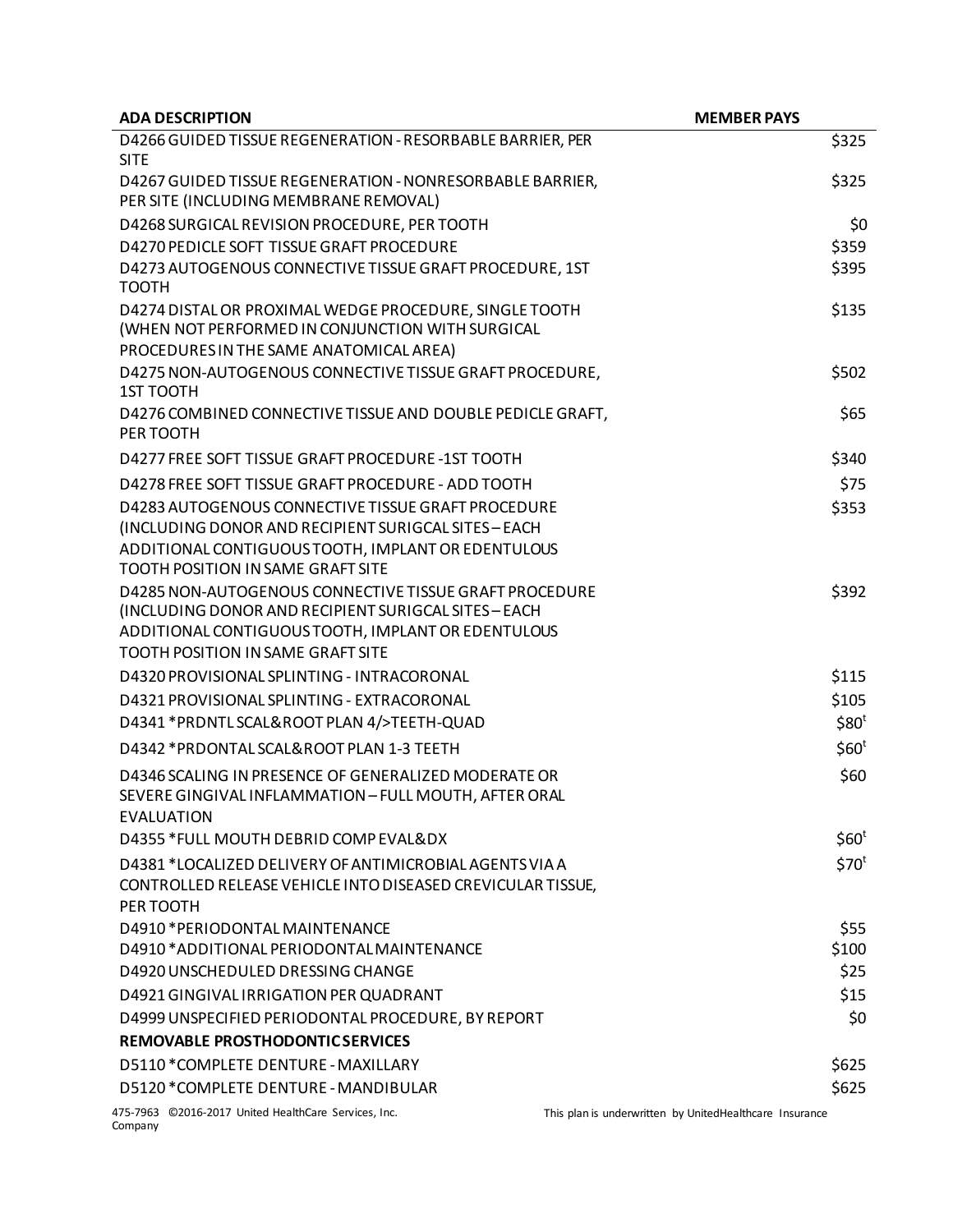| ADA DESCRIPTION | MEMBER PAYS |
|---|---|
| D4266 GUIDED TISSUE REGENERATION - RESORBABLE BARRIER, PER SITE | $325 |
| D4267 GUIDED TISSUE REGENERATION - NONRESORBABLE BARRIER, PER SITE (INCLUDING MEMBRANE REMOVAL) | $325 |
| D4268 SURGICAL REVISION PROCEDURE, PER TOOTH | $0 |
| D4270 PEDICLE SOFT TISSUE GRAFT PROCEDURE | $359 |
| D4273 AUTOGENOUS CONNECTIVE TISSUE GRAFT PROCEDURE, 1ST TOOTH | $395 |
| D4274 DISTAL OR PROXIMAL WEDGE PROCEDURE, SINGLE TOOTH (WHEN NOT PERFORMED IN CONJUNCTION WITH SURGICAL PROCEDURES IN THE SAME ANATOMICAL AREA) | $135 |
| D4275 NON-AUTOGENOUS CONNECTIVE TISSUE GRAFT PROCEDURE, 1ST TOOTH | $502 |
| D4276 COMBINED CONNECTIVE TISSUE AND DOUBLE PEDICLE GRAFT, PER TOOTH | $65 |
| D4277 FREE SOFT TISSUE GRAFT PROCEDURE -1ST TOOTH | $340 |
| D4278 FREE SOFT TISSUE GRAFT PROCEDURE - ADD TOOTH | $75 |
| D4283 AUTOGENOUS CONNECTIVE TISSUE GRAFT PROCEDURE (INCLUDING DONOR AND RECIPIENT SURIGCAL SITES – EACH ADDITIONAL CONTIGUOUS TOOTH, IMPLANT OR EDENTULOUS TOOTH POSITION IN SAME GRAFT SITE | $353 |
| D4285 NON-AUTOGENOUS CONNECTIVE TISSUE GRAFT PROCEDURE (INCLUDING DONOR AND RECIPIENT SURIGCAL SITES – EACH ADDITIONAL CONTIGUOUS TOOTH, IMPLANT OR EDENTULOUS TOOTH POSITION IN SAME GRAFT SITE | $392 |
| D4320 PROVISIONAL SPLINTING - INTRACORONAL | $115 |
| D4321 PROVISIONAL SPLINTING - EXTRACORONAL | $105 |
| D4341 *PRDNTL SCAL&ROOT PLAN 4/>TEETH-QUAD | $80[t] |
| D4342 *PRDONTAL SCAL&ROOT PLAN 1-3 TEETH | $60[t] |
| D4346 SCALING IN PRESENCE OF GENERALIZED MODERATE OR SEVERE GINGIVAL INFLAMMATION – FULL MOUTH, AFTER ORAL EVALUATION | $60 |
| D4355 *FULL MOUTH DEBRID COMP EVAL&DX | $60[t] |
| D4381 *LOCALIZED DELIVERY OF ANTIMICROBIAL AGENTS VIA A CONTROLLED RELEASE VEHICLE INTO DISEASED CREVICULAR TISSUE, PER TOOTH | $70[t] |
| D4910 *PERIODONTAL MAINTENANCE | $55 |
| D4910 *ADDITIONAL PERIODONTAL MAINTENANCE | $100 |
| D4920 UNSCHEDULED DRESSING CHANGE | $25 |
| D4921 GINGIVAL IRRIGATION PER QUADRANT | $15 |
| D4999 UNSPECIFIED PERIODONTAL PROCEDURE, BY REPORT | $0 |
| **REMOVABLE PROSTHODONTIC SERVICES** | |
| D5110 *COMPLETE DENTURE - MAXILLARY | $625 |
| D5120 *COMPLETE DENTURE - MANDIBULAR | $625 |

475-7963 ©2016-2017 United HealthCare Services, Inc. This plan is underwritten by UnitedHealthcare Insurance Company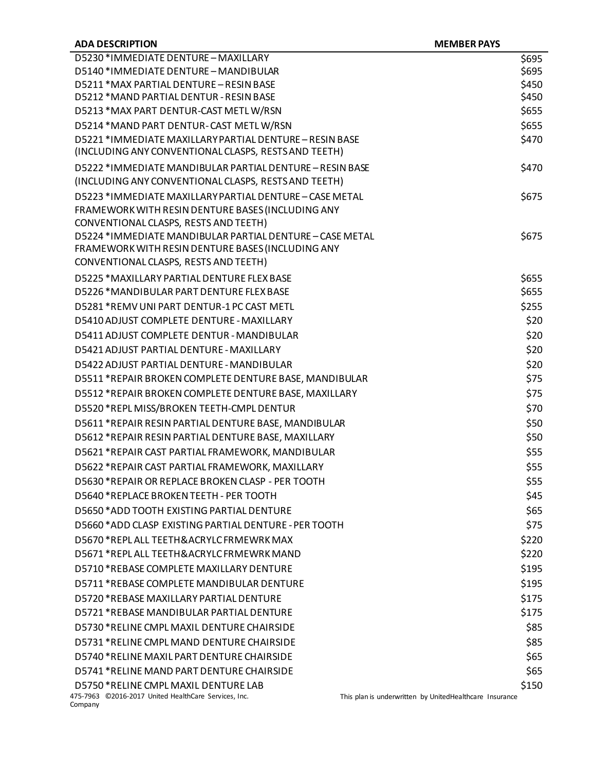| ADA DESCRIPTION | MEMBER PAYS |
|---|---|
| D5230 *IMMEDIATE DENTURE – MAXILLARY | $695 |
| D5140 *IMMEDIATE DENTURE – MANDIBULAR | $695 |
| D5211 *MAX PARTIAL DENTURE – RESIN BASE | $450 |
| D5212 *MAND PARTIAL DENTUR - RESIN BASE | $450 |
| D5213 *MAX PART DENTUR-CAST METL W/RSN | $655 |
| D5214 *MAND PART DENTUR- CAST METL W/RSN | $655 |
| D5221 *IMMEDIATE MAXILLARY PARTIAL DENTURE – RESIN BASE (INCLUDING ANY CONVENTIONAL CLASPS, RESTS AND TEETH) | $470 |
| D5222 *IMMEDIATE MANDIBULAR PARTIAL DENTURE – RESIN BASE (INCLUDING ANY CONVENTIONAL CLASPS, RESTS AND TEETH) | $470 |
| D5223 *IMMEDIATE MAXILLARY PARTIAL DENTURE – CASE METAL FRAMEWORK WITH RESIN DENTURE BASES (INCLUDING ANY CONVENTIONAL CLASPS, RESTS AND TEETH) | $675 |
| D5224 *IMMEDIATE MANDIBULAR PARTIAL DENTURE – CASE METAL FRAMEWORK WITH RESIN DENTURE BASES (INCLUDING ANY CONVENTIONAL CLASPS, RESTS AND TEETH) | $675 |
| D5225 *MAXILLARY PARTIAL DENTURE FLEX BASE | $655 |
| D5226 *MANDIBULAR PART DENTURE FLEX BASE | $655 |
| D5281 *REMV UNI PART DENTUR-1 PC CAST METL | $255 |
| D5410 ADJUST COMPLETE DENTURE - MAXILLARY | $20 |
| D5411 ADJUST COMPLETE DENTUR - MANDIBULAR | $20 |
| D5421 ADJUST PARTIAL DENTURE - MAXILLARY | $20 |
| D5422 ADJUST PARTIAL DENTURE - MANDIBULAR | $20 |
| D5511 *REPAIR BROKEN COMPLETE DENTURE BASE, MANDIBULAR | $75 |
| D5512 *REPAIR BROKEN COMPLETE DENTURE BASE, MAXILLARY | $75 |
| D5520 *REPL MISS/BROKEN TEETH-CMPL DENTUR | $70 |
| D5611 *REPAIR RESIN PARTIAL DENTURE BASE, MANDIBULAR | $50 |
| D5612 *REPAIR RESIN PARTIAL DENTURE BASE, MAXILLARY | $50 |
| D5621 *REPAIR CAST PARTIAL FRAMEWORK, MANDIBULAR | $55 |
| D5622 *REPAIR CAST PARTIAL FRAMEWORK, MAXILLARY | $55 |
| D5630 *REPAIR OR REPLACE BROKEN CLASP - PER TOOTH | $55 |
| D5640 *REPLACE BROKEN TEETH - PER TOOTH | $45 |
| D5650 *ADD TOOTH EXISTING PARTIAL DENTURE | $65 |
| D5660 *ADD CLASP EXISTING PARTIAL DENTURE - PER TOOTH | $75 |
| D5670 *REPL ALL TEETH&ACRYLC FRMEWRK MAX | $220 |
| D5671 *REPL ALL TEETH&ACRYLC FRMEWRK MAND | $220 |
| D5710 *REBASE COMPLETE MAXILLARY DENTURE | $195 |
| D5711 *REBASE COMPLETE MANDIBULAR DENTURE | $195 |
| D5720 *REBASE MAXILLARY PARTIAL DENTURE | $175 |
| D5721 *REBASE MANDIBULAR PARTIAL DENTURE | $175 |
| D5730 *RELINE CMPL MAXIL DENTURE CHAIRSIDE | $85 |
| D5731 *RELINE CMPL MAND DENTURE CHAIRSIDE | $85 |
| D5740 *RELINE MAXIL PART DENTURE CHAIRSIDE | $65 |
| D5741 *RELINE MAND PART DENTURE CHAIRSIDE | $65 |
| D5750 *RELINE CMPL MAXIL DENTURE LAB | $150 |

475-7963 ©2016-2017 United HealthCare Services, Inc. This plan is underwritten by UnitedHealthcare Insurance Company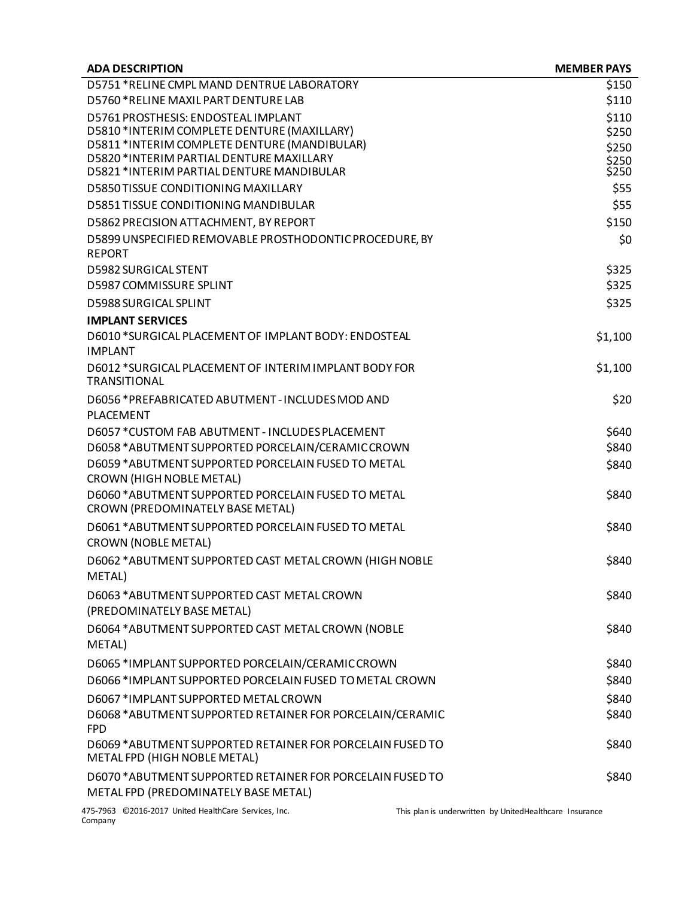| ADA DESCRIPTION | MEMBER PAYS |
| --- | --- |
| D5751 *RELINE CMPL MAND DENTRUE LABORATORY | $150 |
| D5760 *RELINE MAXIL PART DENTURE LAB | $110 |
| D5761 PROSTHESIS: ENDOSTEAL IMPLANT | $110 |
| D5810 *INTERIM COMPLETE DENTURE (MAXILLARY) | $250 |
| D5811 *INTERIM COMPLETE DENTURE (MANDIBULAR) | $250 |
| D5820 *INTERIM PARTIAL DENTURE MAXILLARY | $250 |
| D5821 *INTERIM PARTIAL DENTURE MANDIBULAR | $250 |
| D5850 TISSUE CONDITIONING MAXILLARY | $55 |
| D5851 TISSUE CONDITIONING MANDIBULAR | $55 |
| D5862 PRECISION ATTACHMENT, BY REPORT | $150 |
| D5899 UNSPECIFIED REMOVABLE PROSTHODONTIC PROCEDURE, BY REPORT | $0 |
| D5982 SURGICAL STENT | $325 |
| D5987 COMMISSURE SPLINT | $325 |
| D5988 SURGICAL SPLINT | $325 |
| **IMPLANT SERVICES** | |
| D6010 *SURGICAL PLACEMENT OF IMPLANT BODY: ENDOSTEAL IMPLANT | $1,100 |
| D6012 *SURGICAL PLACEMENT OF INTERIM IMPLANT BODY FOR TRANSITIONAL | $1,100 |
| D6056 *PREFABRICATED ABUTMENT - INCLUDES MOD AND PLACEMENT | $20 |
| D6057 *CUSTOM FAB ABUTMENT - INCLUDES PLACEMENT | $640 |
| D6058 *ABUTMENT SUPPORTED PORCELAIN/CERAMIC CROWN | $840 |
| D6059 *ABUTMENT SUPPORTED PORCELAIN FUSED TO METAL CROWN (HIGH NOBLE METAL) | $840 |
| D6060 *ABUTMENT SUPPORTED PORCELAIN FUSED TO METAL CROWN (PREDOMINATELY BASE METAL) | $840 |
| D6061 *ABUTMENT SUPPORTED PORCELAIN FUSED TO METAL CROWN (NOBLE METAL) | $840 |
| D6062 *ABUTMENT SUPPORTED CAST METAL CROWN (HIGH NOBLE METAL) | $840 |
| D6063 *ABUTMENT SUPPORTED CAST METAL CROWN (PREDOMINATELY BASE METAL) | $840 |
| D6064 *ABUTMENT SUPPORTED CAST METAL CROWN (NOBLE METAL) | $840 |
| D6065 *IMPLANT SUPPORTED PORCELAIN/CERAMIC CROWN | $840 |
| D6066 *IMPLANT SUPPORTED PORCELAIN FUSED TO METAL CROWN | $840 |
| D6067 *IMPLANT SUPPORTED METAL CROWN | $840 |
| D6068 *ABUTMENT SUPPORTED RETAINER FOR PORCELAIN/CERAMIC FPD | $840 |
| D6069 *ABUTMENT SUPPORTED RETAINER FOR PORCELAIN FUSED TO METAL FPD (HIGH NOBLE METAL) | $840 |
| D6070 *ABUTMENT SUPPORTED RETAINER FOR PORCELAIN FUSED TO METAL FPD (PREDOMINATELY BASE METAL) | $840 |

475-7963 ©2016-2017 United HealthCare Services, Inc. This plan is underwritten by UnitedHealthcare Insurance Company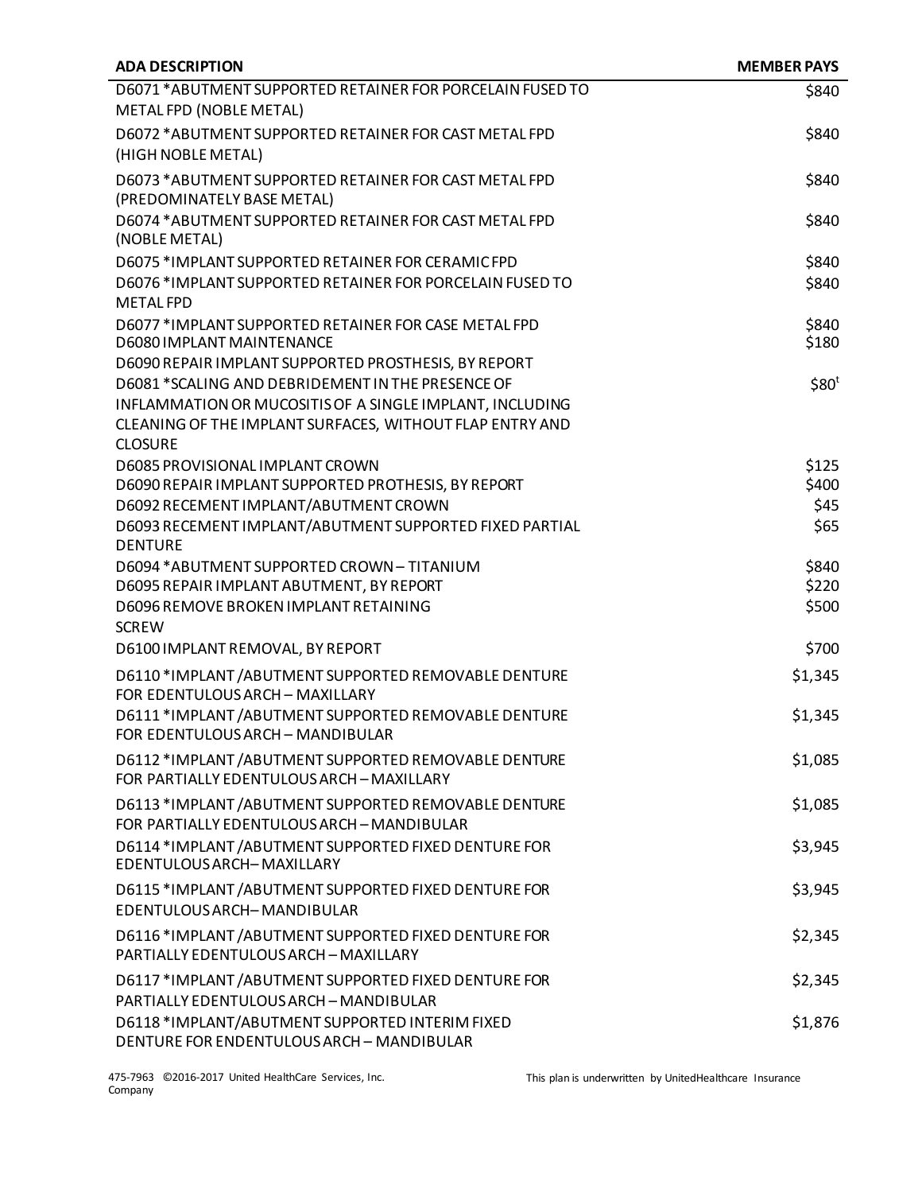| ADA DESCRIPTION | MEMBER PAYS |
| --- | --- |
| D6071 *ABUTMENT SUPPORTED RETAINER FOR PORCELAIN FUSED TO METAL FPD (NOBLE METAL) | $840 |
| D6072 *ABUTMENT SUPPORTED RETAINER FOR CAST METAL FPD (HIGH NOBLE METAL) | $840 |
| D6073 *ABUTMENT SUPPORTED RETAINER FOR CAST METAL FPD (PREDOMINATELY BASE METAL) | $840 |
| D6074 *ABUTMENT SUPPORTED RETAINER FOR CAST METAL FPD (NOBLE METAL) | $840 |
| D6075 *IMPLANT SUPPORTED RETAINER FOR CERAMIC FPD | $840 |
| D6076 *IMPLANT SUPPORTED RETAINER FOR PORCELAIN FUSED TO METAL FPD | $840 |
| D6077 *IMPLANT SUPPORTED RETAINER FOR CASE METAL FPD | $840 |
| D6080 IMPLANT MAINTENANCE | $180 |
| D6090 REPAIR IMPLANT SUPPORTED PROSTHESIS, BY REPORT | |
| D6081 *SCALING AND DEBRIDEMENT IN THE PRESENCE OF INFLAMMATION OR MUCOSITIS OF A SINGLE IMPLANT, INCLUDING CLEANING OF THE IMPLANT SURFACES, WITHOUT FLAP ENTRY AND CLOSURE | $80[t] |
| D6085 PROVISIONAL IMPLANT CROWN | $125 |
| D6090 REPAIR IMPLANT SUPPORTED PROTHESIS, BY REPORT | $400 |
| D6092 RECEMENT IMPLANT/ABUTMENT CROWN | $45 |
| D6093 RECEMENT IMPLANT/ABUTMENT SUPPORTED FIXED PARTIAL DENTURE | $65 |
| D6094 *ABUTMENT SUPPORTED CROWN – TITANIUM | $840 |
| D6095 REPAIR IMPLANT ABUTMENT, BY REPORT | $220 |
| D6096 REMOVE BROKEN IMPLANT RETAINING SCREW | $500 |
| D6100 IMPLANT REMOVAL, BY REPORT | $700 |
| D6110 *IMPLANT /ABUTMENT SUPPORTED REMOVABLE DENTURE FOR EDENTULOUS ARCH – MAXILLARY | $1,345 |
| D6111 *IMPLANT /ABUTMENT SUPPORTED REMOVABLE DENTURE FOR EDENTULOUS ARCH – MANDIBULAR | $1,345 |
| D6112 *IMPLANT /ABUTMENT SUPPORTED REMOVABLE DENTURE FOR PARTIALLY EDENTULOUS ARCH – MAXILLARY | $1,085 |
| D6113 *IMPLANT /ABUTMENT SUPPORTED REMOVABLE DENTURE FOR PARTIALLY EDENTULOUS ARCH – MANDIBULAR | $1,085 |
| D6114 *IMPLANT /ABUTMENT SUPPORTED FIXED DENTURE FOR EDENTULOUS ARCH– MAXILLARY | $3,945 |
| D6115 *IMPLANT /ABUTMENT SUPPORTED FIXED DENTURE FOR EDENTULOUS ARCH– MANDIBULAR | $3,945 |
| D6116 *IMPLANT /ABUTMENT SUPPORTED FIXED DENTURE FOR PARTIALLY EDENTULOUS ARCH – MAXILLARY | $2,345 |
| D6117 *IMPLANT /ABUTMENT SUPPORTED FIXED DENTURE FOR PARTIALLY EDENTULOUS ARCH – MANDIBULAR | $2,345 |
| D6118 *IMPLANT/ABUTMENT SUPPORTED INTERIM FIXED DENTURE FOR ENDENTULOUS ARCH – MANDIBULAR | $1,876 |

475-7963 ©2016-2017 United HealthCare Services, Inc. This plan is underwritten by UnitedHealthcare Insurance Company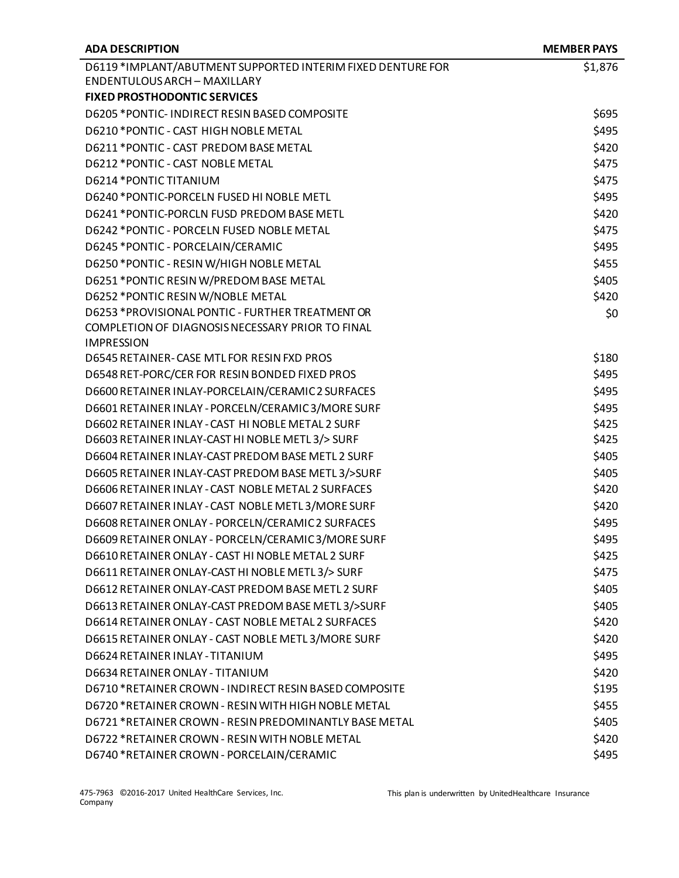| ADA DESCRIPTION | MEMBER PAYS |
| --- | --- |
| D6119 *IMPLANT/ABUTMENT SUPPORTED INTERIM FIXED DENTURE FOR ENDENTULOUS ARCH – MAXILLARY | $1,876 |
| **FIXED PROSTHODONTIC SERVICES** | |
| D6205 *PONTIC- INDIRECT RESIN BASED COMPOSITE | $695 |
| D6210 *PONTIC - CAST HIGH NOBLE METAL | $495 |
| D6211 *PONTIC - CAST PREDOM BASE METAL | $420 |
| D6212 *PONTIC - CAST NOBLE METAL | $475 |
| D6214 *PONTIC TITANIUM | $475 |
| D6240 *PONTIC-PORCELN FUSED HI NOBLE METL | $495 |
| D6241 *PONTIC-PORCLN FUSD PREDOM BASE METL | $420 |
| D6242 *PONTIC - PORCELN FUSED NOBLE METAL | $475 |
| D6245 *PONTIC - PORCELAIN/CERAMIC | $495 |
| D6250 *PONTIC - RESIN W/HIGH NOBLE METAL | $455 |
| D6251 *PONTIC RESIN W/PREDOM BASE METAL | $405 |
| D6252 *PONTIC RESIN W/NOBLE METAL | $420 |
| D6253 *PROVISIONAL PONTIC - FURTHER TREATMENT OR COMPLETION OF DIAGNOSIS NECESSARY PRIOR TO FINAL IMPRESSION | $0 |
| D6545 RETAINER- CASE MTL FOR RESIN FXD PROS | $180 |
| D6548 RET-PORC/CER FOR RESIN BONDED FIXED PROS | $495 |
| D6600 RETAINER INLAY-PORCELAIN/CERAMIC 2 SURFACES | $495 |
| D6601 RETAINER INLAY - PORCELN/CERAMIC 3/MORE SURF | $495 |
| D6602 RETAINER INLAY - CAST HI NOBLE METAL 2 SURF | $425 |
| D6603 RETAINER INLAY-CAST HI NOBLE METL 3/> SURF | $425 |
| D6604 RETAINER INLAY-CAST PREDOM BASE METL 2 SURF | $405 |
| D6605 RETAINER INLAY-CAST PREDOM BASE METL 3/>SURF | $405 |
| D6606 RETAINER INLAY - CAST NOBLE METAL 2 SURFACES | $420 |
| D6607 RETAINER INLAY - CAST NOBLE METL 3/MORE SURF | $420 |
| D6608 RETAINER ONLAY - PORCELN/CERAMIC 2 SURFACES | $495 |
| D6609 RETAINER ONLAY - PORCELN/CERAMIC 3/MORE SURF | $495 |
| D6610 RETAINER ONLAY - CAST HI NOBLE METAL 2 SURF | $425 |
| D6611 RETAINER ONLAY-CAST HI NOBLE METL 3/> SURF | $475 |
| D6612 RETAINER ONLAY-CAST PREDOM BASE METL 2 SURF | $405 |
| D6613 RETAINER ONLAY-CAST PREDOM BASE METL 3/>SURF | $405 |
| D6614 RETAINER ONLAY - CAST NOBLE METAL 2 SURFACES | $420 |
| D6615 RETAINER ONLAY - CAST NOBLE METL 3/MORE SURF | $420 |
| D6624 RETAINER INLAY - TITANIUM | $495 |
| D6634 RETAINER ONLAY - TITANIUM | $420 |
| D6710 *RETAINER CROWN - INDIRECT RESIN BASED COMPOSITE | $195 |
| D6720 *RETAINER CROWN - RESIN WITH HIGH NOBLE METAL | $455 |
| D6721 *RETAINER CROWN - RESIN PREDOMINANTLY BASE METAL | $405 |
| D6722 *RETAINER CROWN - RESIN WITH NOBLE METAL | $420 |
| D6740 *RETAINER CROWN - PORCELAIN/CERAMIC | $495 |

475-7963 ©2016-2017 United HealthCare Services, Inc. This plan is underwritten by UnitedHealthcare Insurance Company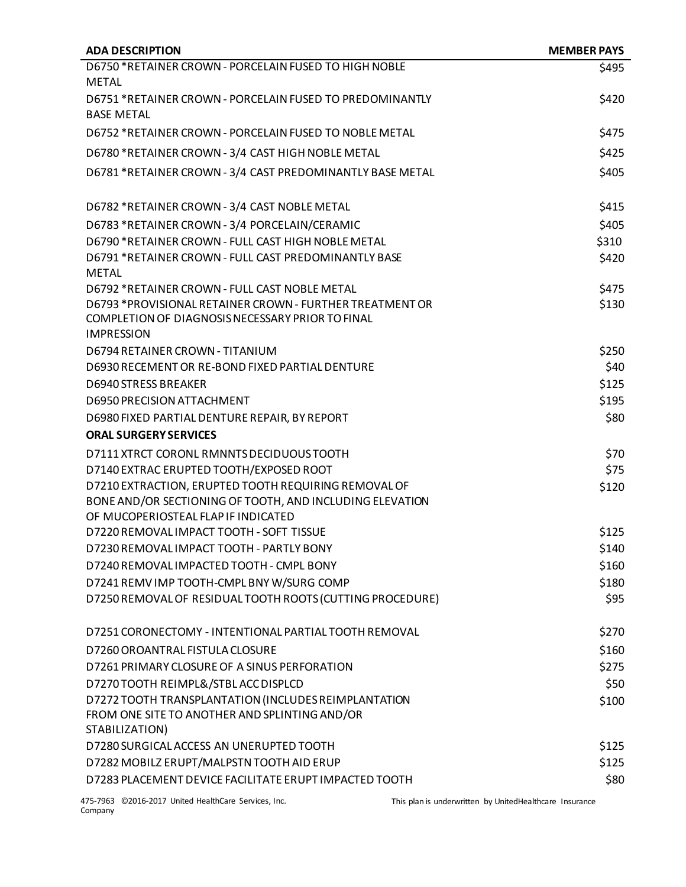| ADA DESCRIPTION | MEMBER PAYS |
| --- | --- |
| D6750 *RETAINER CROWN - PORCELAIN FUSED TO HIGH NOBLE METAL | $495 |
| D6751 *RETAINER CROWN - PORCELAIN FUSED TO PREDOMINANTLY BASE METAL | $420 |
| D6752 *RETAINER CROWN - PORCELAIN FUSED TO NOBLE METAL | $475 |
| D6780 *RETAINER CROWN - 3/4 CAST HIGH NOBLE METAL | $425 |
| D6781 *RETAINER CROWN - 3/4 CAST PREDOMINANTLY BASE METAL | $405 |
| D6782 *RETAINER CROWN - 3/4 CAST NOBLE METAL | $415 |
| D6783 *RETAINER CROWN - 3/4 PORCELAIN/CERAMIC | $405 |
| D6790 *RETAINER CROWN - FULL CAST HIGH NOBLE METAL | $310 |
| D6791 *RETAINER CROWN - FULL CAST PREDOMINANTLY BASE METAL | $420 |
| D6792 *RETAINER CROWN - FULL CAST NOBLE METAL | $475 |
| D6793 *PROVISIONAL RETAINER CROWN - FURTHER TREATMENT OR COMPLETION OF DIAGNOSIS NECESSARY PRIOR TO FINAL IMPRESSION | $130 |
| D6794 RETAINER CROWN - TITANIUM | $250 |
| D6930 RECEMENT OR RE-BOND FIXED PARTIAL DENTURE | $40 |
| D6940 STRESS BREAKER | $125 |
| D6950 PRECISION ATTACHMENT | $195 |
| D6980 FIXED PARTIAL DENTURE REPAIR, BY REPORT | $80 |
| **ORAL SURGERY SERVICES** | |
| D7111 XTRCT CORONL RMNNTS DECIDUOUS TOOTH | $70 |
| D7140 EXTRAC ERUPTED TOOTH/EXPOSED ROOT | $75 |
| D7210 EXTRACTION, ERUPTED TOOTH REQUIRING REMOVAL OF BONE AND/OR SECTIONING OF TOOTH, AND INCLUDING ELEVATION OF MUCOPERIOSTEAL FLAP IF INDICATED | $120 |
| D7220 REMOVAL IMPACT TOOTH - SOFT TISSUE | $125 |
| D7230 REMOVAL IMPACT TOOTH - PARTLY BONY | $140 |
| D7240 REMOVAL IMPACTED TOOTH - CMPL BONY | $160 |
| D7241 REMV IMP TOOTH-CMPL BNY W/SURG COMP | $180 |
| D7250 REMOVAL OF RESIDUAL TOOTH ROOTS (CUTTING PROCEDURE) | $95 |
| D7251 CORONECTOMY - INTENTIONAL PARTIAL TOOTH REMOVAL | $270 |
| D7260 OROANTRAL FISTULA CLOSURE | $160 |
| D7261 PRIMARY CLOSURE OF A SINUS PERFORATION | $275 |
| D7270 TOOTH REIMPL&/STBL ACC DISPLCD | $50 |
| D7272 TOOTH TRANSPLANTATION (INCLUDES REIMPLANTATION FROM ONE SITE TO ANOTHER AND SPLINTING AND/OR STABILIZATION) | $100 |
| D7280 SURGICAL ACCESS AN UNERUPTED TOOTH | $125 |
| D7282 MOBILZ ERUPT/MALPSTN TOOTH AID ERUP | $125 |
| D7283 PLACEMENT DEVICE FACILITATE ERUPT IMPACTED TOOTH | $80 |

475-7963 ©2016-2017 United HealthCare Services, Inc. This plan is underwritten by UnitedHealthcare Insurance Company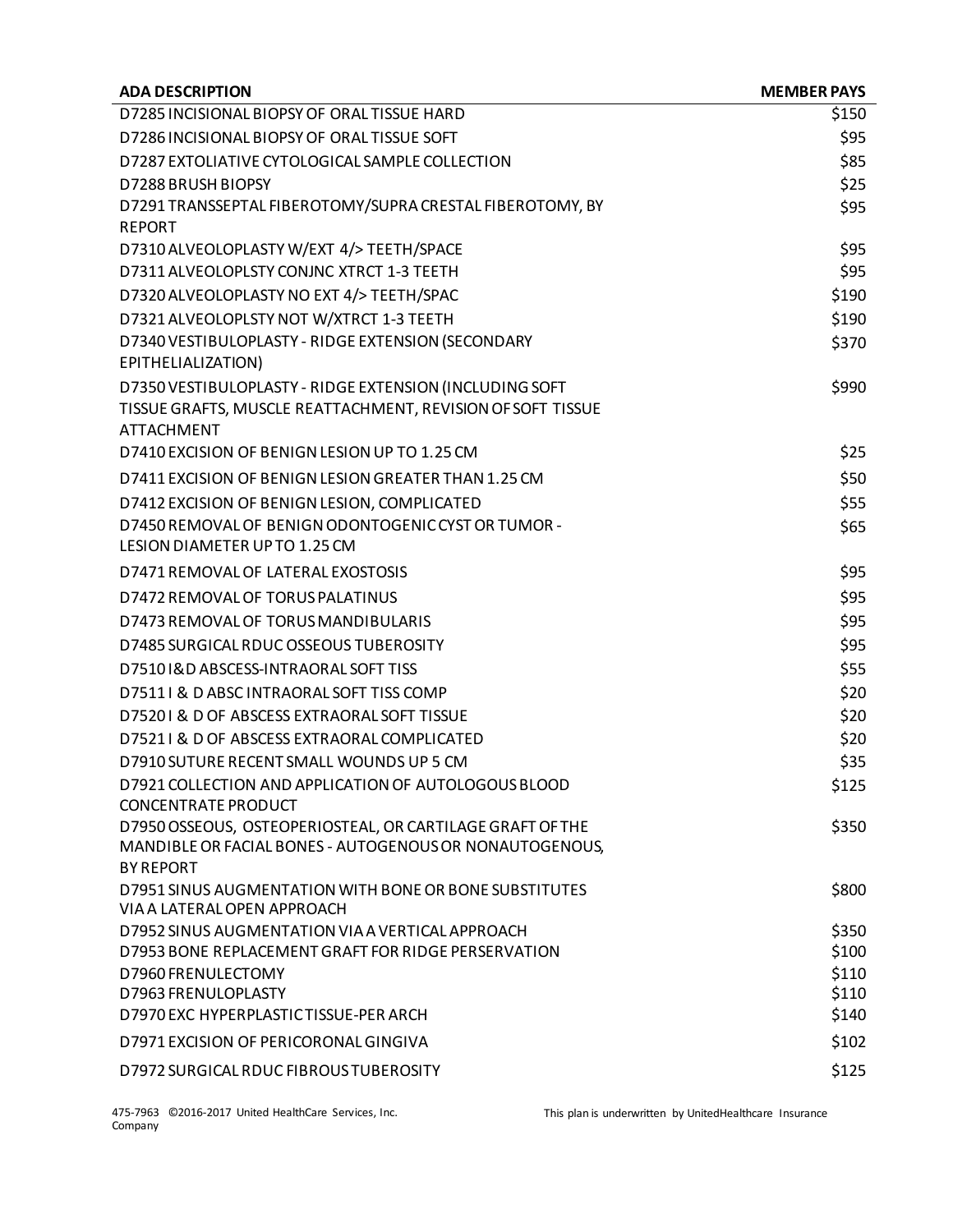| ADA DESCRIPTION | MEMBER PAYS |
|---|---|
| D7285 INCISIONAL BIOPSY OF ORAL TISSUE HARD | $150 |
| D7286 INCISIONAL BIOPSY OF ORAL TISSUE SOFT | $95 |
| D7287 EXTOLIATIVE CYTOLOGICAL SAMPLE COLLECTION | $85 |
| D7288 BRUSH BIOPSY | $25 |
| D7291 TRANSSEPTAL FIBEROTOMY/SUPRA CRESTAL FIBEROTOMY, BY REPORT | $95 |
| D7310 ALVEOLOPLASTY W/EXT 4/> TEETH/SPACE | $95 |
| D7311 ALVEOLOPLSTY CONJNC XTRCT 1-3 TEETH | $95 |
| D7320 ALVEOLOPLASTY NO EXT 4/> TEETH/SPAC | $190 |
| D7321 ALVEOLOPLSTY NOT W/XTRCT 1-3 TEETH | $190 |
| D7340 VESTIBULOPLASTY - RIDGE EXTENSION (SECONDARY EPITHELIALIZATION) | $370 |
| D7350 VESTIBULOPLASTY - RIDGE EXTENSION (INCLUDING SOFT TISSUE GRAFTS, MUSCLE REATTACHMENT, REVISION OF SOFT TISSUE ATTACHMENT | $990 |
| D7410 EXCISION OF BENIGN LESION UP TO 1.25 CM | $25 |
| D7411 EXCISION OF BENIGN LESION GREATER THAN 1.25 CM | $50 |
| D7412 EXCISION OF BENIGN LESION, COMPLICATED | $55 |
| D7450 REMOVAL OF BENIGN ODONTOGENIC CYST OR TUMOR - LESION DIAMETER UP TO 1.25 CM | $65 |
| D7471 REMOVAL OF LATERAL EXOSTOSIS | $95 |
| D7472 REMOVAL OF TORUS PALATINUS | $95 |
| D7473 REMOVAL OF TORUS MANDIBULARIS | $95 |
| D7485 SURGICAL RDUC OSSEOUS TUBEROSITY | $95 |
| D7510 I&D ABSCESS-INTRAORAL SOFT TISS | $55 |
| D7511 I & D ABSC INTRAORAL SOFT TISS COMP | $20 |
| D7520 I & D OF ABSCESS EXTRAORAL SOFT TISSUE | $20 |
| D7521 I & D OF ABSCESS EXTRAORAL COMPLICATED | $20 |
| D7910 SUTURE RECENT SMALL WOUNDS UP 5 CM | $35 |
| D7921 COLLECTION AND APPLICATION OF AUTOLOGOUS BLOOD CONCENTRATE PRODUCT | $125 |
| D7950 OSSEOUS, OSTEOPERIOSTEAL, OR CARTILAGE GRAFT OF THE MANDIBLE OR FACIAL BONES - AUTOGENOUS OR NONAUTOGENOUS, BY REPORT | $350 |
| D7951 SINUS AUGMENTATION WITH BONE OR BONE SUBSTITUTES VIA A LATERAL OPEN APPROACH | $800 |
| D7952 SINUS AUGMENTATION VIA A VERTICAL APPROACH | $350 |
| D7953 BONE REPLACEMENT GRAFT FOR RIDGE PERSERVATION | $100 |
| D7960 FRENULECTOMY | $110 |
| D7963 FRENULOPLASTY | $110 |
| D7970 EXC HYPERPLASTIC TISSUE-PER ARCH | $140 |
| D7971 EXCISION OF PERICORONAL GINGIVA | $102 |
| D7972 SURGICAL RDUC FIBROUS TUBEROSITY | $125 |

475-7963 ©2016-2017 United HealthCare Services, Inc. This plan is underwritten by UnitedHealthcare Insurance Company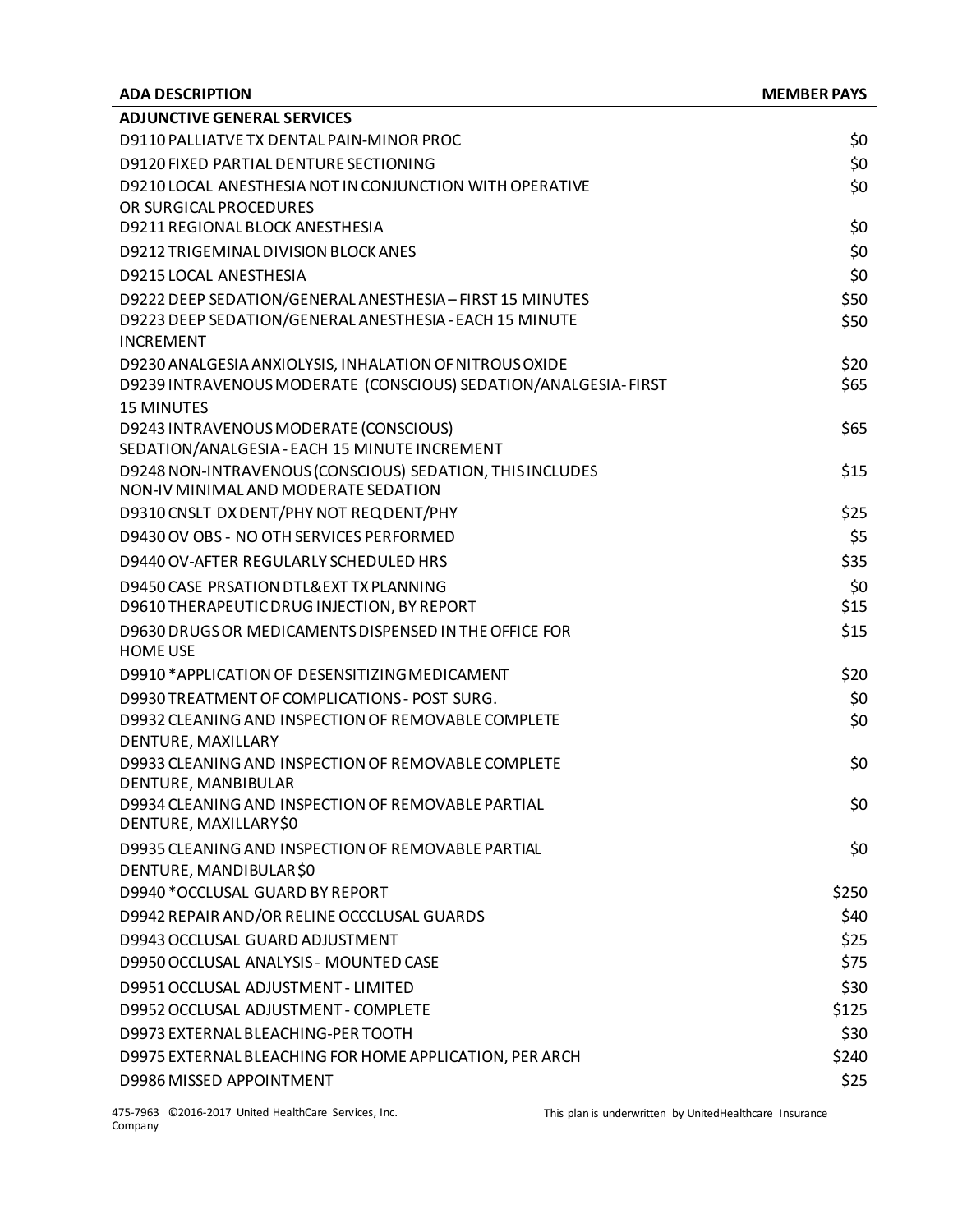| ADA DESCRIPTION | MEMBER PAYS |
|---|---|
| **ADJUNCTIVE GENERAL SERVICES** | |
| D9110 PALLIATVE TX DENTAL PAIN-MINOR PROC | $0 |
| D9120 FIXED PARTIAL DENTURE SECTIONING | $0 |
| D9210 LOCAL ANESTHESIA NOT IN CONJUNCTION WITH OPERATIVE OR SURGICAL PROCEDURES | $0 |
| D9211 REGIONAL BLOCK ANESTHESIA | $0 |
| D9212 TRIGEMINAL DIVISION BLOCK ANES | $0 |
| D9215 LOCAL ANESTHESIA | $0 |
| D9222 DEEP SEDATION/GENERAL ANESTHESIA – FIRST 15 MINUTES | $50 |
| D9223 DEEP SEDATION/GENERAL ANESTHESIA - EACH 15 MINUTE INCREMENT | $50 |
| D9230 ANALGESIA ANXIOLYSIS, INHALATION OF NITROUS OXIDE | $20 |
| D9239 INTRAVENOUS MODERATE (CONSCIOUS) SEDATION/ANALGESIA- FIRST 15 MINUTES | $65 |
| D9243 INTRAVENOUS MODERATE (CONSCIOUS) SEDATION/ANALGESIA - EACH 15 MINUTE INCREMENT | $65 |
| D9248 NON-INTRAVENOUS (CONSCIOUS) SEDATION, THIS INCLUDES NON-IV MINIMAL AND MODERATE SEDATION | $15 |
| D9310 CNSLT DX DENT/PHY NOT REQ DENT/PHY | $25 |
| D9430 OV OBS - NO OTH SERVICES PERFORMED | $5 |
| D9440 OV-AFTER REGULARLY SCHEDULED HRS | $35 |
| D9450 CASE PRSATION DTL&EXT TX PLANNING | $0 |
| D9610 THERAPEUTIC DRUG INJECTION, BY REPORT | $15 |
| D9630 DRUGS OR MEDICAMENTS DISPENSED IN THE OFFICE FOR HOME USE | $15 |
| D9910 *APPLICATION OF DESENSITIZING MEDICAMENT | $20 |
| D9930 TREATMENT OF COMPLICATIONS - POST SURG. | $0 |
| D9932 CLEANING AND INSPECTION OF REMOVABLE COMPLETE DENTURE, MAXILLARY | $0 |
| D9933 CLEANING AND INSPECTION OF REMOVABLE COMPLETE DENTURE, MANBIBULAR | $0 |
| D9934 CLEANING AND INSPECTION OF REMOVABLE PARTIAL DENTURE, MAXILLARY $0 | $0 |
| D9935 CLEANING AND INSPECTION OF REMOVABLE PARTIAL DENTURE, MANDIBULAR $0 | $0 |
| D9940 *OCCLUSAL GUARD BY REPORT | $250 |
| D9942 REPAIR AND/OR RELINE OCCCLUSAL GUARDS | $40 |
| D9943 OCCLUSAL GUARD ADJUSTMENT | $25 |
| D9950 OCCLUSAL ANALYSIS - MOUNTED CASE | $75 |
| D9951 OCCLUSAL ADJUSTMENT - LIMITED | $30 |
| D9952 OCCLUSAL ADJUSTMENT - COMPLETE | $125 |
| D9973 EXTERNAL BLEACHING-PER TOOTH | $30 |
| D9975 EXTERNAL BLEACHING FOR HOME APPLICATION, PER ARCH | $240 |
| D9986 MISSED APPOINTMENT | $25 |

475-7963 ©2016-2017 United HealthCare Services, Inc. This plan is underwritten by UnitedHealthcare Insurance Company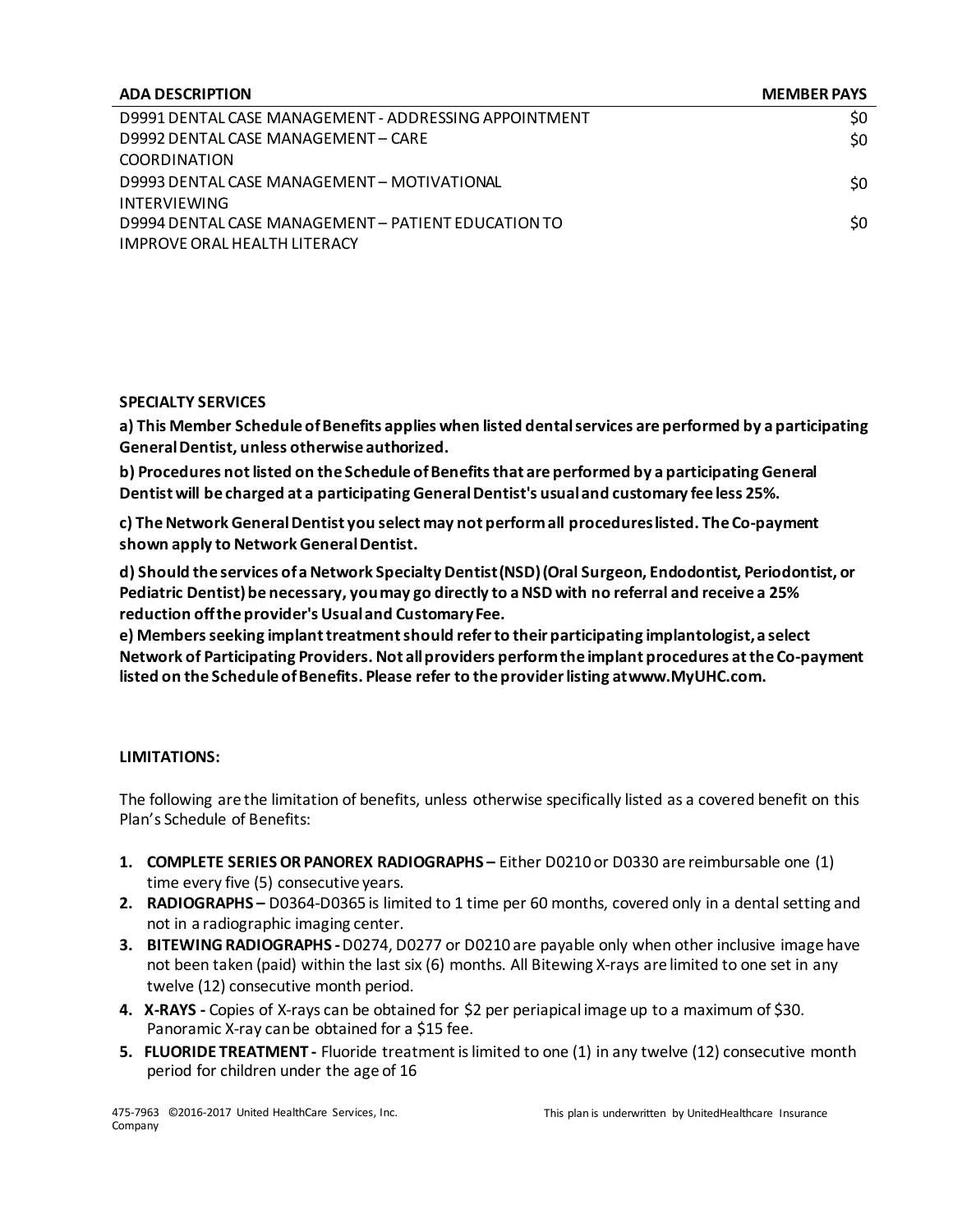| ADA DESCRIPTION | MEMBER PAYS |
| --- | --- |
| D9991 DENTAL CASE MANAGEMENT - ADDRESSING APPOINTMENT | $0 |
| D9992 DENTAL CASE MANAGEMENT – CARE COORDINATION | $0 |
| D9993 DENTAL CASE MANAGEMENT – MOTIVATIONAL INTERVIEWING | $0 |
| D9994 DENTAL CASE MANAGEMENT – PATIENT EDUCATION TO IMPROVE ORAL HEALTH LITERACY | $0 |

**SPECIALTY SERVICES**

**a) This Member Schedule of Benefits applies when listed dental services are performed by a participating General Dentist, unless otherwise authorized.**

**b) Procedures not listed on the Schedule of Benefits that are performed by a participating General Dentist will be charged at a participating General Dentist's usual and customary fee less 25%.**

**c) The Network General Dentist you select may not perform all procedures listed. The Co-payment shown apply to Network General Dentist.**

**d) Should the services of a Network Specialty Dentist (NSD) (Oral Surgeon, Endodontist, Periodontist, or Pediatric Dentist) be necessary, you may go directly to a NSD with no referral and receive a 25% reduction off the provider's Usual and Customary Fee.**

**e) Members seeking implant treatment should refer to their participating implantologist, a select Network of Participating Providers. Not all providers perform the implant procedures at the Co-payment listed on the Schedule of Benefits. Please refer to the provider listing at www.MyUHC.com.**

**LIMITATIONS:**

The following are the limitation of benefits, unless otherwise specifically listed as a covered benefit on this Plan's Schedule of Benefits:

1. **COMPLETE SERIES OR PANOREX RADIOGRAPHS –** Either D0210 or D0330 are reimbursable one (1) time every five (5) consecutive years.
2. **RADIOGRAPHS –** D0364-D0365 is limited to 1 time per 60 months, covered only in a dental setting and not in a radiographic imaging center.
3. **BITEWING RADIOGRAPHS -** D0274, D0277 or D0210 are payable only when other inclusive image have not been taken (paid) within the last six (6) months. All Bitewing X-rays are limited to one set in any twelve (12) consecutive month period.
4. **X-RAYS -** Copies of X-rays can be obtained for $2 per periapical image up to a maximum of $30. Panoramic X-ray can be obtained for a $15 fee.
5. **FLUORIDE TREATMENT -** Fluoride treatment is limited to one (1) in any twelve (12) consecutive month period for children under the age of 16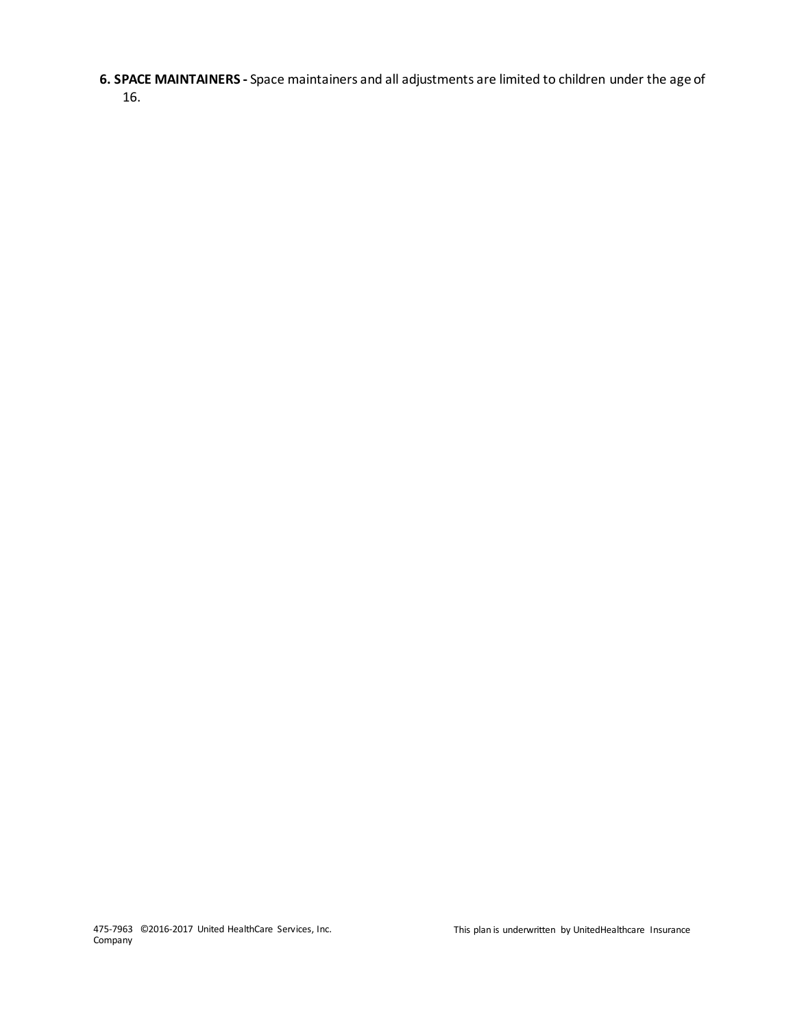**6. SPACE MAINTAINERS -** Space maintainers and all adjustments are limited to children under the age of 16.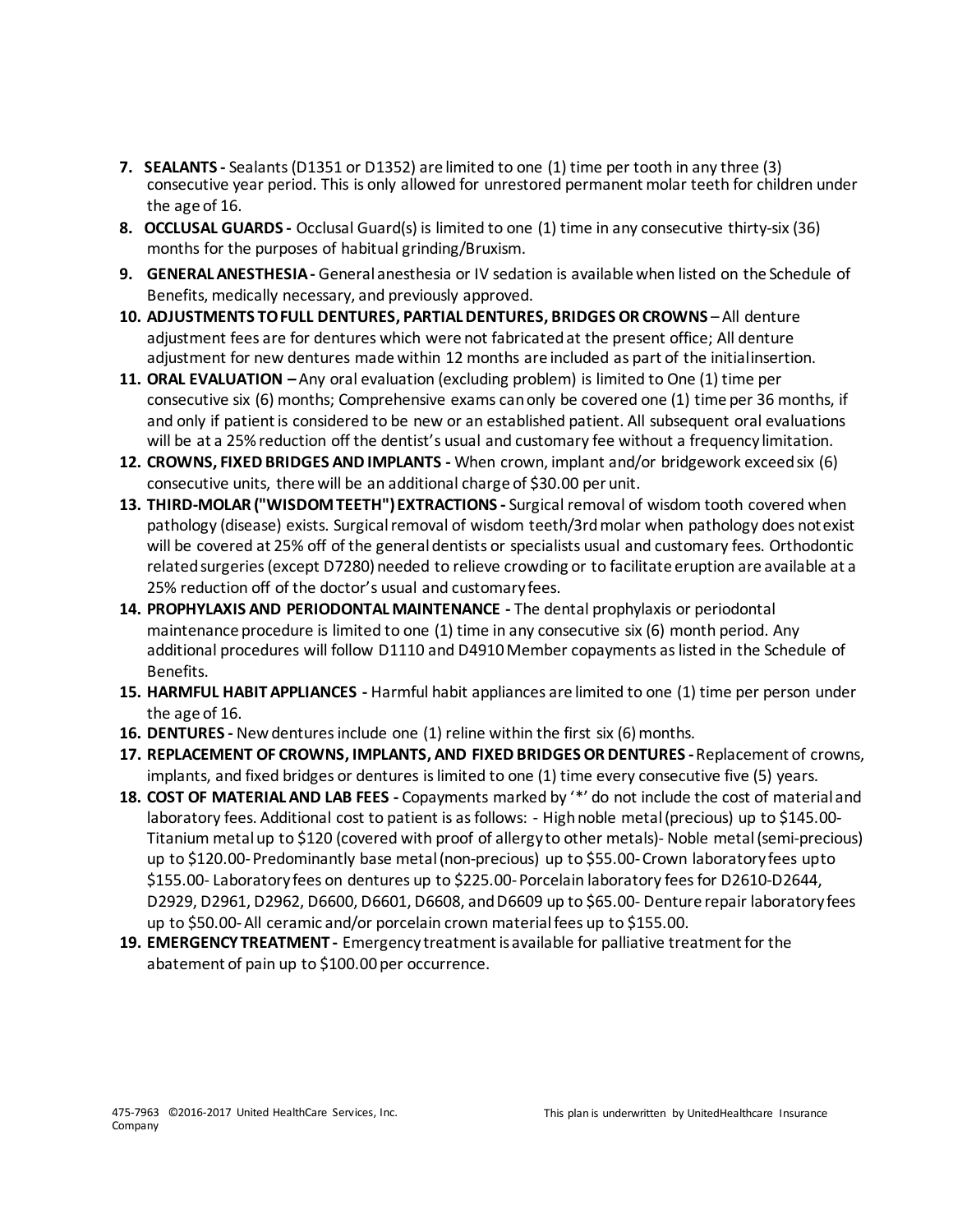7. **SEALANTS -** Sealants (D1351 or D1352) are limited to one (1) time per tooth in any three (3) consecutive year period. This is only allowed for unrestored permanent molar teeth for children under the age of 16.
8. **OCCLUSAL GUARDS -** Occlusal Guard(s) is limited to one (1) time in any consecutive thirty-six (36) months for the purposes of habitual grinding/Bruxism.
9. **GENERAL ANESTHESIA -** General anesthesia or IV sedation is available when listed on the Schedule of Benefits, medically necessary, and previously approved.
10. **ADJUSTMENTS TO FULL DENTURES, PARTIAL DENTURES, BRIDGES OR CROWNS** – All denture adjustment fees are for dentures which were not fabricated at the present office; All denture adjustment for new dentures made within 12 months are included as part of the initial insertion.
11. **ORAL EVALUATION –** Any oral evaluation (excluding problem) is limited to One (1) time per consecutive six (6) months; Comprehensive exams can only be covered one (1) time per 36 months, if and only if patient is considered to be new or an established patient. All subsequent oral evaluations will be at a 25% reduction off the dentist's usual and customary fee without a frequency limitation.
12. **CROWNS, FIXED BRIDGES AND IMPLANTS -** When crown, implant and/or bridgework exceed six (6) consecutive units, there will be an additional charge of $30.00 per unit.
13. **THIRD-MOLAR ("WISDOM TEETH") EXTRACTIONS -** Surgical removal of wisdom tooth covered when pathology (disease) exists. Surgical removal of wisdom teeth/3rd molar when pathology does not exist will be covered at 25% off of the general dentists or specialists usual and customary fees. Orthodontic related surgeries (except D7280) needed to relieve crowding or to facilitate eruption are available at a 25% reduction off of the doctor's usual and customary fees.
14. **PROPHYLAXIS AND PERIODONTAL MAINTENANCE -** The dental prophylaxis or periodontal maintenance procedure is limited to one (1) time in any consecutive six (6) month period. Any additional procedures will follow D1110 and D4910 Member copayments as listed in the Schedule of Benefits.
15. **HARMFUL HABIT APPLIANCES -** Harmful habit appliances are limited to one (1) time per person under the age of 16.
16. **DENTURES -** New dentures include one (1) reline within the first six (6) months.
17. **REPLACEMENT OF CROWNS, IMPLANTS, AND FIXED BRIDGES OR DENTURES -** Replacement of crowns, implants, and fixed bridges or dentures is limited to one (1) time every consecutive five (5) years.
18. **COST OF MATERIAL AND LAB FEES -** Copayments marked by '*' do not include the cost of material and laboratory fees. Additional cost to patient is as follows: - High noble metal (precious) up to $145.00- Titanium metal up to $120 (covered with proof of allergy to other metals)- Noble metal (semi-precious) up to $120.00- Predominantly base metal (non-precious) up to $55.00- Crown laboratory fees up to $155.00- Laboratory fees on dentures up to $225.00- Porcelain laboratory fees for D2610-D2644, D2929, D2961, D2962, D6600, D6601, D6608, and D6609 up to $65.00- Denture repair laboratory fees up to $50.00- All ceramic and/or porcelain crown material fees up to $155.00.
19. **EMERGENCY TREATMENT -** Emergency treatment is available for palliative treatment for the abatement of pain up to $100.00 per occurrence.

475-7963 ©2016-2017 United HealthCare Services, Inc. This plan is underwritten by UnitedHealthcare Insurance Company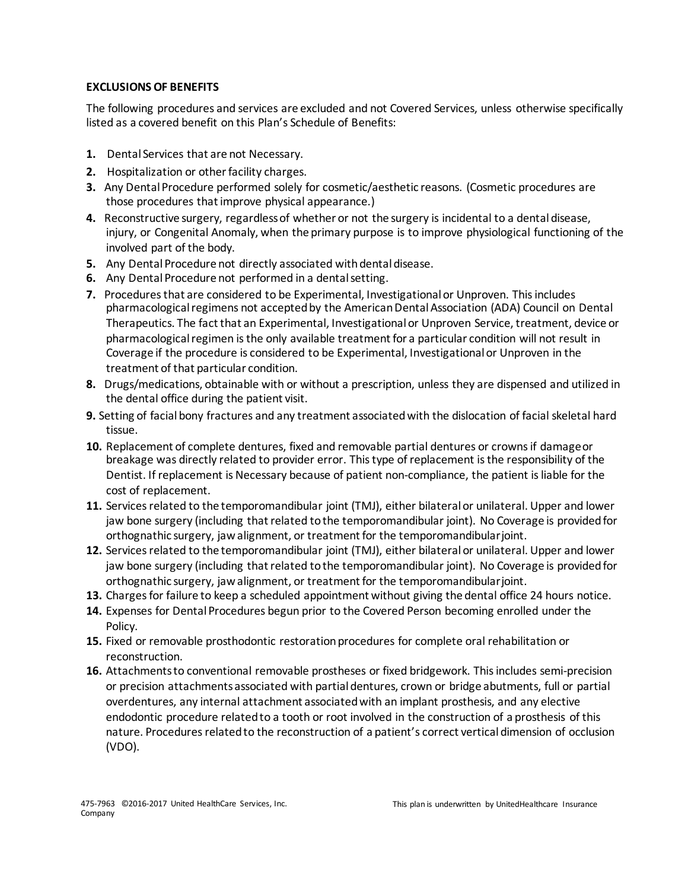**EXCLUSIONS OF BENEFITS**

The following procedures and services are excluded and not Covered Services, unless otherwise specifically listed as a covered benefit on this Plan's Schedule of Benefits:

1. Dental Services that are not Necessary.
2. Hospitalization or other facility charges.
3. Any Dental Procedure performed solely for cosmetic/aesthetic reasons. (Cosmetic procedures are those procedures that improve physical appearance.)
4. Reconstructive surgery, regardless of whether or not the surgery is incidental to a dental disease, injury, or Congenital Anomaly, when the primary purpose is to improve physiological functioning of the involved part of the body.
5. Any Dental Procedure not directly associated with dental disease.
6. Any Dental Procedure not performed in a dental setting.
7. Procedures that are considered to be Experimental, Investigational or Unproven. This includes pharmacological regimens not accepted by the American Dental Association (ADA) Council on Dental Therapeutics. The fact that an Experimental, Investigational or Unproven Service, treatment, device or pharmacological regimen is the only available treatment for a particular condition will not result in Coverage if the procedure is considered to be Experimental, Investigational or Unproven in the treatment of that particular condition.
8. Drugs/medications, obtainable with or without a prescription, unless they are dispensed and utilized in the dental office during the patient visit.
9. Setting of facial bony fractures and any treatment associated with the dislocation of facial skeletal hard tissue.
10. Replacement of complete dentures, fixed and removable partial dentures or crowns if damage or breakage was directly related to provider error. This type of replacement is the responsibility of the Dentist. If replacement is Necessary because of patient non-compliance, the patient is liable for the cost of replacement.
11. Services related to the temporomandibular joint (TMJ), either bilateral or unilateral. Upper and lower jaw bone surgery (including that related to the temporomandibular joint). No Coverage is provided for orthognathic surgery, jaw alignment, or treatment for the temporomandibular joint.
12. Services related to the temporomandibular joint (TMJ), either bilateral or unilateral. Upper and lower jaw bone surgery (including that related to the temporomandibular joint). No Coverage is provided for orthognathic surgery, jaw alignment, or treatment for the temporomandibular joint.
13. Charges for failure to keep a scheduled appointment without giving the dental office 24 hours notice.
14. Expenses for Dental Procedures begun prior to the Covered Person becoming enrolled under the Policy.
15. Fixed or removable prosthodontic restoration procedures for complete oral rehabilitation or reconstruction.
16. Attachments to conventional removable prostheses or fixed bridgework. This includes semi-precision or precision attachments associated with partial dentures, crown or bridge abutments, full or partial overdentures, any internal attachment associated with an implant prosthesis, and any elective endodontic procedure related to a tooth or root involved in the construction of a prosthesis of this nature. Procedures related to the reconstruction of a patient's correct vertical dimension of occlusion (VDO).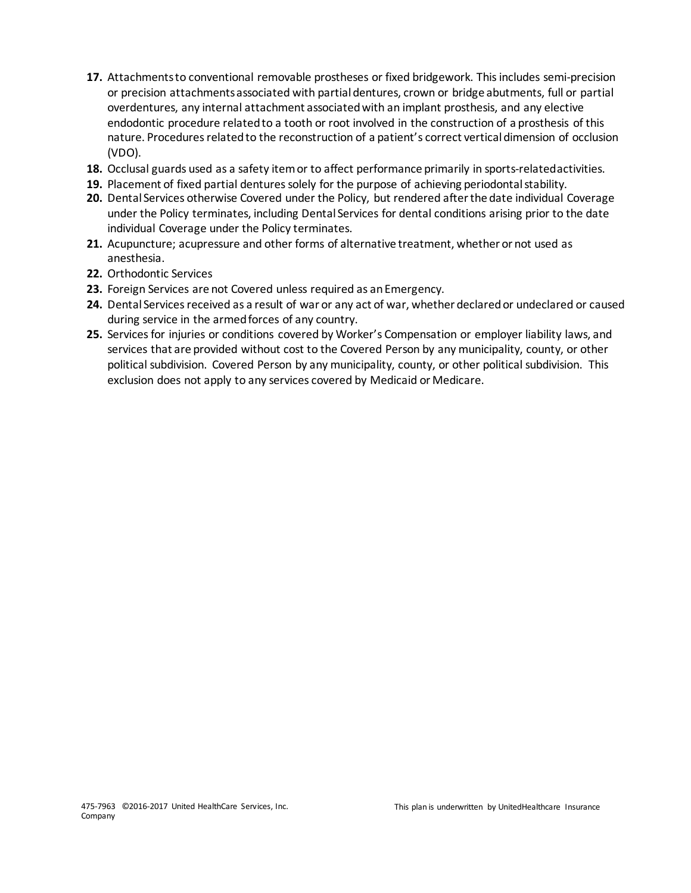17. Attachments to conventional removable prostheses or fixed bridgework. This includes semi-precision or precision attachments associated with partial dentures, crown or bridge abutments, full or partial overdentures, any internal attachment associated with an implant prosthesis, and any elective endodontic procedure related to a tooth or root involved in the construction of a prosthesis of this nature. Procedures related to the reconstruction of a patient's correct vertical dimension of occlusion (VDO).
18. Occlusal guards used as a safety item or to affect performance primarily in sports-related activities.
19. Placement of fixed partial dentures solely for the purpose of achieving periodontal stability.
20. Dental Services otherwise Covered under the Policy, but rendered after the date individual Coverage under the Policy terminates, including Dental Services for dental conditions arising prior to the date individual Coverage under the Policy terminates.
21. Acupuncture; acupressure and other forms of alternative treatment, whether or not used as anesthesia.
22. Orthodontic Services
23. Foreign Services are not Covered unless required as an Emergency.
24. Dental Services received as a result of war or any act of war, whether declared or undeclared or caused during service in the armed forces of any country.
25. Services for injuries or conditions covered by Worker's Compensation or employer liability laws, and services that are provided without cost to the Covered Person by any municipality, county, or other political subdivision. Covered Person by any municipality, county, or other political subdivision. This exclusion does not apply to any services covered by Medicaid or Medicare.

475-7963 ©2016-2017 United HealthCare Services, Inc. This plan is underwritten by UnitedHealthcare Insurance Company